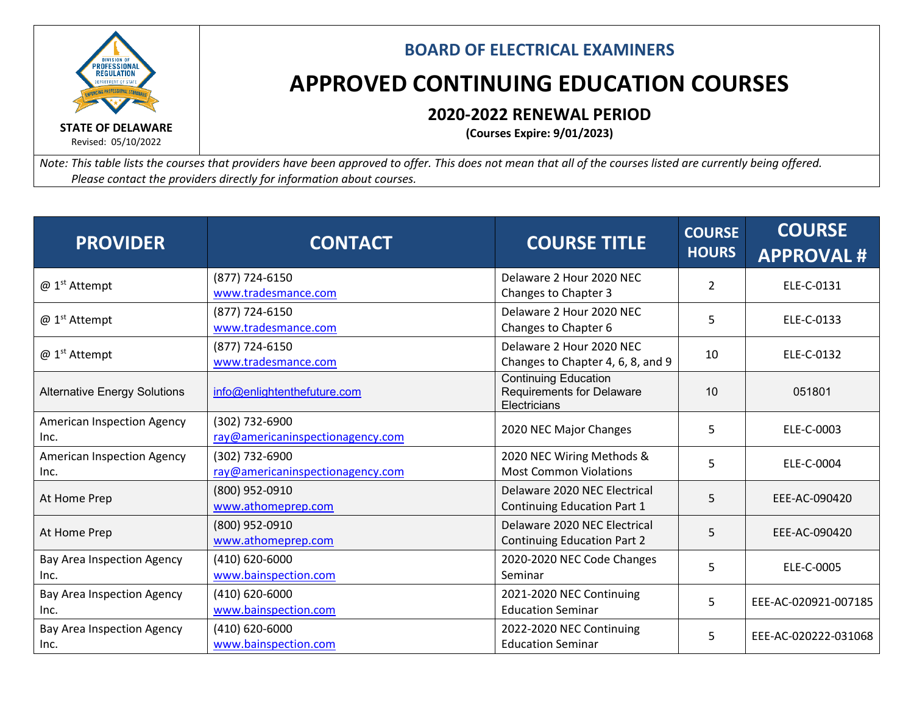STATE OF DELAWARE

Revised: 05/10/2022

## BOARD OF ELECTRICAL EXAMINERS

# APPROVED CONTINUING EDUCATION COURSES

### 2020-2022 RENEWAL PERIOD

**(Courses Expire: 9/01/2023)**

*Note: This table lists the courses that providers have been approved to offer. This does not mean that all of the courses listed are currently being offered. Please contact the providers directly for information about courses.*

| PROVIDER | CONTACT | COURSE TITLE | COURSE HOURS | COURSE APPROVAL # |
|---|---|---|---|---|
| @ 1st Attempt | (877) 724-6150 www.tradesmance.com | Delaware 2 Hour 2020 NEC Changes to Chapter 3 | 2 | ELE-C-0131 |
| @ 1st Attempt | (877) 724-6150 www.tradesmance.com | Delaware 2 Hour 2020 NEC Changes to Chapter 6 | 5 | ELE-C-0133 |
| @ 1st Attempt | (877) 724-6150 www.tradesmance.com | Delaware 2 Hour 2020 NEC Changes to Chapter 4, 6, 8, and 9 | 10 | ELE-C-0132 |
| Alternative Energy Solutions | info@enlightenthefuture.com | Continuing Education Requirements for Delaware Electricians | 10 | 051801 |
| American Inspection Agency Inc. | (302) 732-6900 ray@americaninspectionagency.com | 2020 NEC Major Changes | 5 | ELE-C-0003 |
| American Inspection Agency Inc. | (302) 732-6900 ray@americaninspectionagency.com | 2020 NEC Wiring Methods & Most Common Violations | 5 | ELE-C-0004 |
| At Home Prep | (800) 952-0910 www.athomeprep.com | Delaware 2020 NEC Electrical Continuing Education Part 1 | 5 | EEE-AC-090420 |
| At Home Prep | (800) 952-0910 www.athomeprep.com | Delaware 2020 NEC Electrical Continuing Education Part 2 | 5 | EEE-AC-090420 |
| Bay Area Inspection Agency Inc. | (410) 620-6000 www.bainspection.com | 2020-2020 NEC Code Changes Seminar | 5 | ELE-C-0005 |
| Bay Area Inspection Agency Inc. | (410) 620-6000 www.bainspection.com | 2021-2020 NEC Continuing Education Seminar | 5 | EEE-AC-020921-007185 |
| Bay Area Inspection Agency Inc. | (410) 620-6000 www.bainspection.com | 2022-2020 NEC Continuing Education Seminar | 5 | EEE-AC-020222-031068 |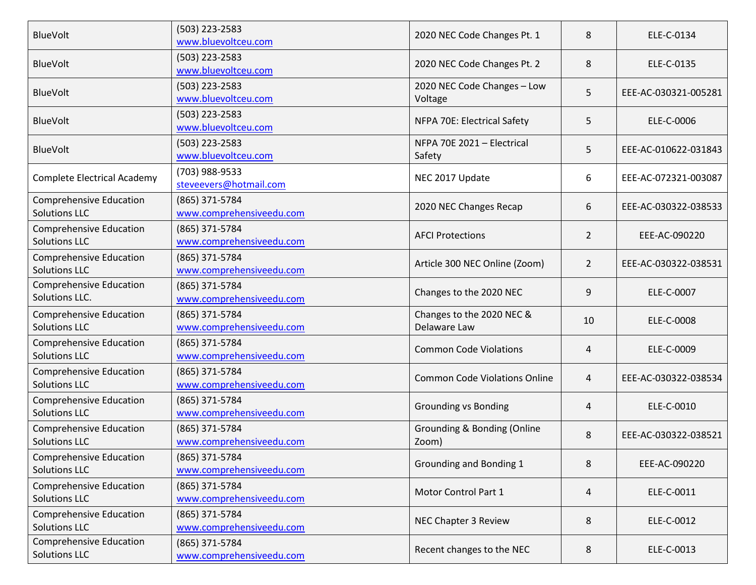| | | | | |
|---|---|---|---|---|
| BlueVolt | (503) 223-2583 www.bluevoltceu.com | 2020 NEC Code Changes Pt. 1 | 8 | ELE-C-0134 |
| BlueVolt | (503) 223-2583 www.bluevoltceu.com | 2020 NEC Code Changes Pt. 2 | 8 | ELE-C-0135 |
| BlueVolt | (503) 223-2583 www.bluevoltceu.com | 2020 NEC Code Changes – Low Voltage | 5 | EEE-AC-030321-005281 |
| BlueVolt | (503) 223-2583 www.bluevoltceu.com | NFPA 70E: Electrical Safety | 5 | ELE-C-0006 |
| BlueVolt | (503) 223-2583 www.bluevoltceu.com | NFPA 70E 2021 – Electrical Safety | 5 | EEE-AC-010622-031843 |
| Complete Electrical Academy | (703) 988-9533 steveevers@hotmail.com | NEC 2017 Update | 6 | EEE-AC-072321-003087 |
| Comprehensive Education Solutions LLC | (865) 371-5784 www.comprehensiveedu.com | 2020 NEC Changes Recap | 6 | EEE-AC-030322-038533 |
| Comprehensive Education Solutions LLC | (865) 371-5784 www.comprehensiveedu.com | AFCI Protections | 2 | EEE-AC-090220 |
| Comprehensive Education Solutions LLC | (865) 371-5784 www.comprehensiveedu.com | Article 300 NEC Online (Zoom) | 2 | EEE-AC-030322-038531 |
| Comprehensive Education Solutions LLC. | (865) 371-5784 www.comprehensiveedu.com | Changes to the 2020 NEC | 9 | ELE-C-0007 |
| Comprehensive Education Solutions LLC | (865) 371-5784 www.comprehensiveedu.com | Changes to the 2020 NEC & Delaware Law | 10 | ELE-C-0008 |
| Comprehensive Education Solutions LLC | (865) 371-5784 www.comprehensiveedu.com | Common Code Violations | 4 | ELE-C-0009 |
| Comprehensive Education Solutions LLC | (865) 371-5784 www.comprehensiveedu.com | Common Code Violations Online | 4 | EEE-AC-030322-038534 |
| Comprehensive Education Solutions LLC | (865) 371-5784 www.comprehensiveedu.com | Grounding vs Bonding | 4 | ELE-C-0010 |
| Comprehensive Education Solutions LLC | (865) 371-5784 www.comprehensiveedu.com | Grounding & Bonding (Online Zoom) | 8 | EEE-AC-030322-038521 |
| Comprehensive Education Solutions LLC | (865) 371-5784 www.comprehensiveedu.com | Grounding and Bonding 1 | 8 | EEE-AC-090220 |
| Comprehensive Education Solutions LLC | (865) 371-5784 www.comprehensiveedu.com | Motor Control Part 1 | 4 | ELE-C-0011 |
| Comprehensive Education Solutions LLC | (865) 371-5784 www.comprehensiveedu.com | NEC Chapter 3 Review | 8 | ELE-C-0012 |
| Comprehensive Education Solutions LLC | (865) 371-5784 www.comprehensiveedu.com | Recent changes to the NEC | 8 | ELE-C-0013 |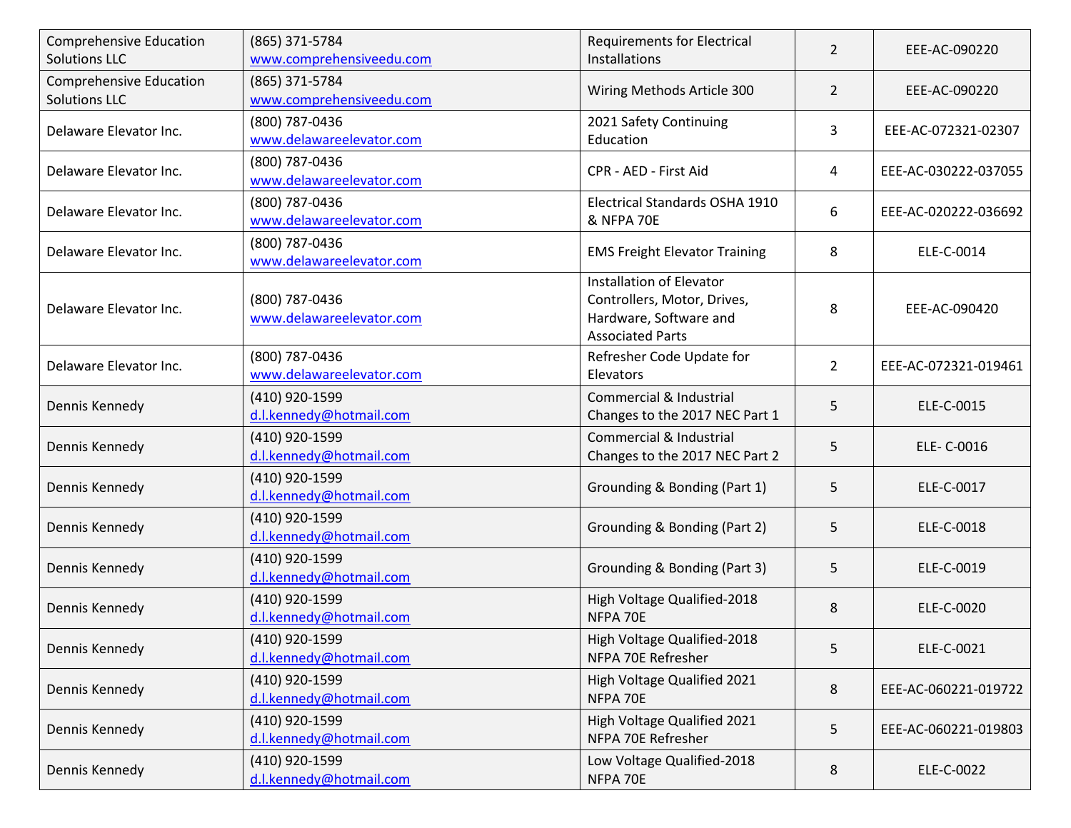| | | | | |
|---|---|---|---|---|
| Comprehensive Education Solutions LLC | (865) 371-5784 www.comprehensiveedu.com | Requirements for Electrical Installations | 2 | EEE-AC-090220 |
| Comprehensive Education Solutions LLC | (865) 371-5784 www.comprehensiveedu.com | Wiring Methods Article 300 | 2 | EEE-AC-090220 |
| Delaware Elevator Inc. | (800) 787-0436 www.delawareelevator.com | 2021 Safety Continuing Education | 3 | EEE-AC-072321-02307 |
| Delaware Elevator Inc. | (800) 787-0436 www.delawareelevator.com | CPR - AED - First Aid | 4 | EEE-AC-030222-037055 |
| Delaware Elevator Inc. | (800) 787-0436 www.delawareelevator.com | Electrical Standards OSHA 1910 & NFPA 70E | 6 | EEE-AC-020222-036692 |
| Delaware Elevator Inc. | (800) 787-0436 www.delawareelevator.com | EMS Freight Elevator Training | 8 | ELE-C-0014 |
| Delaware Elevator Inc. | (800) 787-0436 www.delawareelevator.com | Installation of Elevator Controllers, Motor, Drives, Hardware, Software and Associated Parts | 8 | EEE-AC-090420 |
| Delaware Elevator Inc. | (800) 787-0436 www.delawareelevator.com | Refresher Code Update for Elevators | 2 | EEE-AC-072321-019461 |
| Dennis Kennedy | (410) 920-1599 d.l.kennedy@hotmail.com | Commercial & Industrial Changes to the 2017 NEC Part 1 | 5 | ELE-C-0015 |
| Dennis Kennedy | (410) 920-1599 d.l.kennedy@hotmail.com | Commercial & Industrial Changes to the 2017 NEC Part 2 | 5 | ELE- C-0016 |
| Dennis Kennedy | (410) 920-1599 d.l.kennedy@hotmail.com | Grounding & Bonding (Part 1) | 5 | ELE-C-0017 |
| Dennis Kennedy | (410) 920-1599 d.l.kennedy@hotmail.com | Grounding & Bonding (Part 2) | 5 | ELE-C-0018 |
| Dennis Kennedy | (410) 920-1599 d.l.kennedy@hotmail.com | Grounding & Bonding (Part 3) | 5 | ELE-C-0019 |
| Dennis Kennedy | (410) 920-1599 d.l.kennedy@hotmail.com | High Voltage Qualified-2018 NFPA 70E | 8 | ELE-C-0020 |
| Dennis Kennedy | (410) 920-1599 d.l.kennedy@hotmail.com | High Voltage Qualified-2018 NFPA 70E Refresher | 5 | ELE-C-0021 |
| Dennis Kennedy | (410) 920-1599 d.l.kennedy@hotmail.com | High Voltage Qualified 2021 NFPA 70E | 8 | EEE-AC-060221-019722 |
| Dennis Kennedy | (410) 920-1599 d.l.kennedy@hotmail.com | High Voltage Qualified 2021 NFPA 70E Refresher | 5 | EEE-AC-060221-019803 |
| Dennis Kennedy | (410) 920-1599 d.l.kennedy@hotmail.com | Low Voltage Qualified-2018 NFPA 70E | 8 | ELE-C-0022 |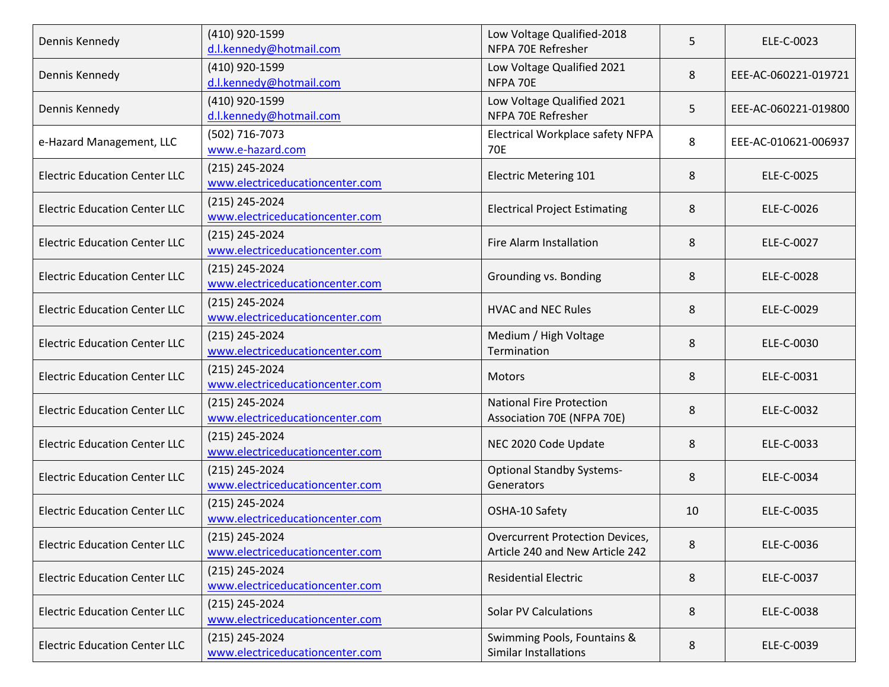| | | | | |
|---|---|---|---|---|
| Dennis Kennedy | (410) 920-1599 d.l.kennedy@hotmail.com | Low Voltage Qualified-2018 NFPA 70E Refresher | 5 | ELE-C-0023 |
| Dennis Kennedy | (410) 920-1599 d.l.kennedy@hotmail.com | Low Voltage Qualified 2021 NFPA 70E | 8 | EEE-AC-060221-019721 |
| Dennis Kennedy | (410) 920-1599 d.l.kennedy@hotmail.com | Low Voltage Qualified 2021 NFPA 70E Refresher | 5 | EEE-AC-060221-019800 |
| e-Hazard Management, LLC | (502) 716-7073 www.e-hazard.com | Electrical Workplace safety NFPA 70E | 8 | EEE-AC-010621-006937 |
| Electric Education Center LLC | (215) 245-2024 www.electriceducationcenter.com | Electric Metering 101 | 8 | ELE-C-0025 |
| Electric Education Center LLC | (215) 245-2024 www.electriceducationcenter.com | Electrical Project Estimating | 8 | ELE-C-0026 |
| Electric Education Center LLC | (215) 245-2024 www.electriceducationcenter.com | Fire Alarm Installation | 8 | ELE-C-0027 |
| Electric Education Center LLC | (215) 245-2024 www.electriceducationcenter.com | Grounding vs. Bonding | 8 | ELE-C-0028 |
| Electric Education Center LLC | (215) 245-2024 www.electriceducationcenter.com | HVAC and NEC Rules | 8 | ELE-C-0029 |
| Electric Education Center LLC | (215) 245-2024 www.electriceducationcenter.com | Medium / High Voltage Termination | 8 | ELE-C-0030 |
| Electric Education Center LLC | (215) 245-2024 www.electriceducationcenter.com | Motors | 8 | ELE-C-0031 |
| Electric Education Center LLC | (215) 245-2024 www.electriceducationcenter.com | National Fire Protection Association 70E (NFPA 70E) | 8 | ELE-C-0032 |
| Electric Education Center LLC | (215) 245-2024 www.electriceducationcenter.com | NEC 2020 Code Update | 8 | ELE-C-0033 |
| Electric Education Center LLC | (215) 245-2024 www.electriceducationcenter.com | Optional Standby Systems-Generators | 8 | ELE-C-0034 |
| Electric Education Center LLC | (215) 245-2024 www.electriceducationcenter.com | OSHA-10 Safety | 10 | ELE-C-0035 |
| Electric Education Center LLC | (215) 245-2024 www.electriceducationcenter.com | Overcurrent Protection Devices, Article 240 and New Article 242 | 8 | ELE-C-0036 |
| Electric Education Center LLC | (215) 245-2024 www.electriceducationcenter.com | Residential Electric | 8 | ELE-C-0037 |
| Electric Education Center LLC | (215) 245-2024 www.electriceducationcenter.com | Solar PV Calculations | 8 | ELE-C-0038 |
| Electric Education Center LLC | (215) 245-2024 www.electriceducationcenter.com | Swimming Pools, Fountains & Similar Installations | 8 | ELE-C-0039 |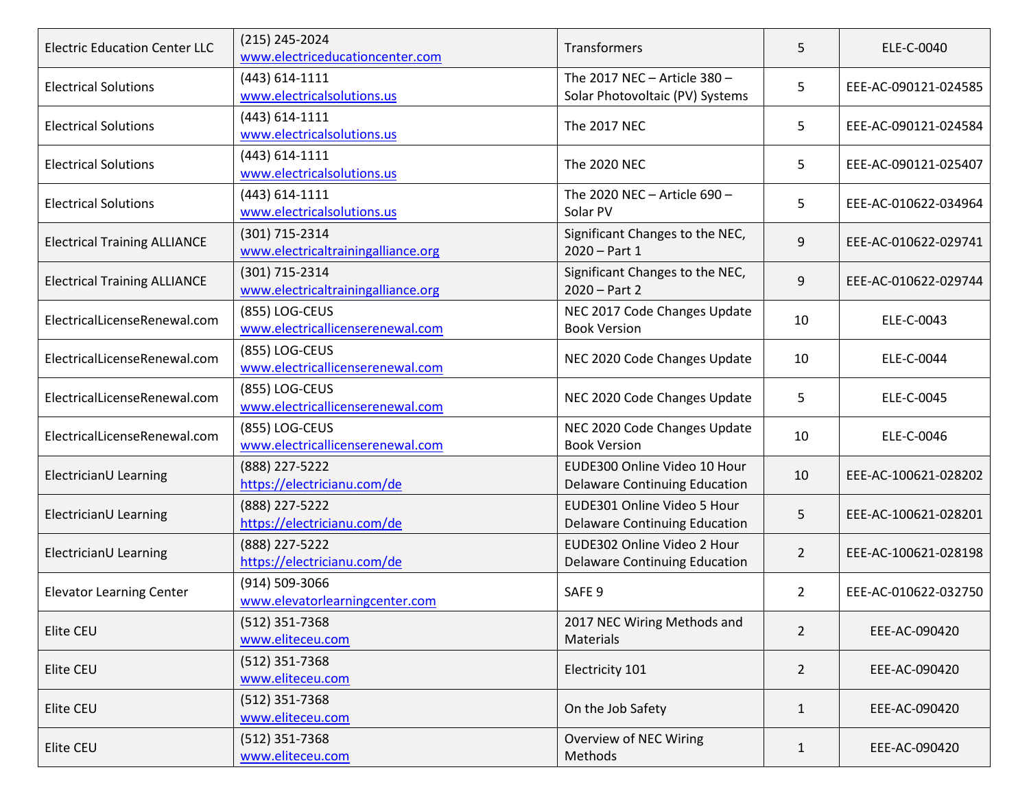| Electric Education Center LLC | (215) 245-2024 www.electriceducationcenter.com | Transformers | 5 | ELE-C-0040 |
|---|---|---|---|---|
| Electrical Solutions | (443) 614-1111 www.electricalsolutions.us | The 2017 NEC – Article 380 – Solar Photovoltaic (PV) Systems | 5 | EEE-AC-090121-024585 |
| Electrical Solutions | (443) 614-1111 www.electricalsolutions.us | The 2017 NEC | 5 | EEE-AC-090121-024584 |
| Electrical Solutions | (443) 614-1111 www.electricalsolutions.us | The 2020 NEC | 5 | EEE-AC-090121-025407 |
| Electrical Solutions | (443) 614-1111 www.electricalsolutions.us | The 2020 NEC – Article 690 – Solar PV | 5 | EEE-AC-010622-034964 |
| Electrical Training ALLIANCE | (301) 715-2314 www.electricaltrainingalliance.org | Significant Changes to the NEC, 2020 – Part 1 | 9 | EEE-AC-010622-029741 |
| Electrical Training ALLIANCE | (301) 715-2314 www.electricaltrainingalliance.org | Significant Changes to the NEC, 2020 – Part 2 | 9 | EEE-AC-010622-029744 |
| ElectricalLicenseRenewal.com | (855) LOG-CEUS www.electricallicenserenewal.com | NEC 2017 Code Changes Update Book Version | 10 | ELE-C-0043 |
| ElectricalLicenseRenewal.com | (855) LOG-CEUS www.electricallicenserenewal.com | NEC 2020 Code Changes Update | 10 | ELE-C-0044 |
| ElectricalLicenseRenewal.com | (855) LOG-CEUS www.electricallicenserenewal.com | NEC 2020 Code Changes Update | 5 | ELE-C-0045 |
| ElectricalLicenseRenewal.com | (855) LOG-CEUS www.electricallicenserenewal.com | NEC 2020 Code Changes Update Book Version | 10 | ELE-C-0046 |
| ElectricianU Learning | (888) 227-5222 https://electricianu.com/de | EUDE300 Online Video 10 Hour Delaware Continuing Education | 10 | EEE-AC-100621-028202 |
| ElectricianU Learning | (888) 227-5222 https://electricianu.com/de | EUDE301 Online Video 5 Hour Delaware Continuing Education | 5 | EEE-AC-100621-028201 |
| ElectricianU Learning | (888) 227-5222 https://electricianu.com/de | EUDE302 Online Video 2 Hour Delaware Continuing Education | 2 | EEE-AC-100621-028198 |
| Elevator Learning Center | (914) 509-3066 www.elevatorlearningcenter.com | SAFE 9 | 2 | EEE-AC-010622-032750 |
| Elite CEU | (512) 351-7368 www.eliteceu.com | 2017 NEC Wiring Methods and Materials | 2 | EEE-AC-090420 |
| Elite CEU | (512) 351-7368 www.eliteceu.com | Electricity 101 | 2 | EEE-AC-090420 |
| Elite CEU | (512) 351-7368 www.eliteceu.com | On the Job Safety | 1 | EEE-AC-090420 |
| Elite CEU | (512) 351-7368 www.eliteceu.com | Overview of NEC Wiring Methods | 1 | EEE-AC-090420 |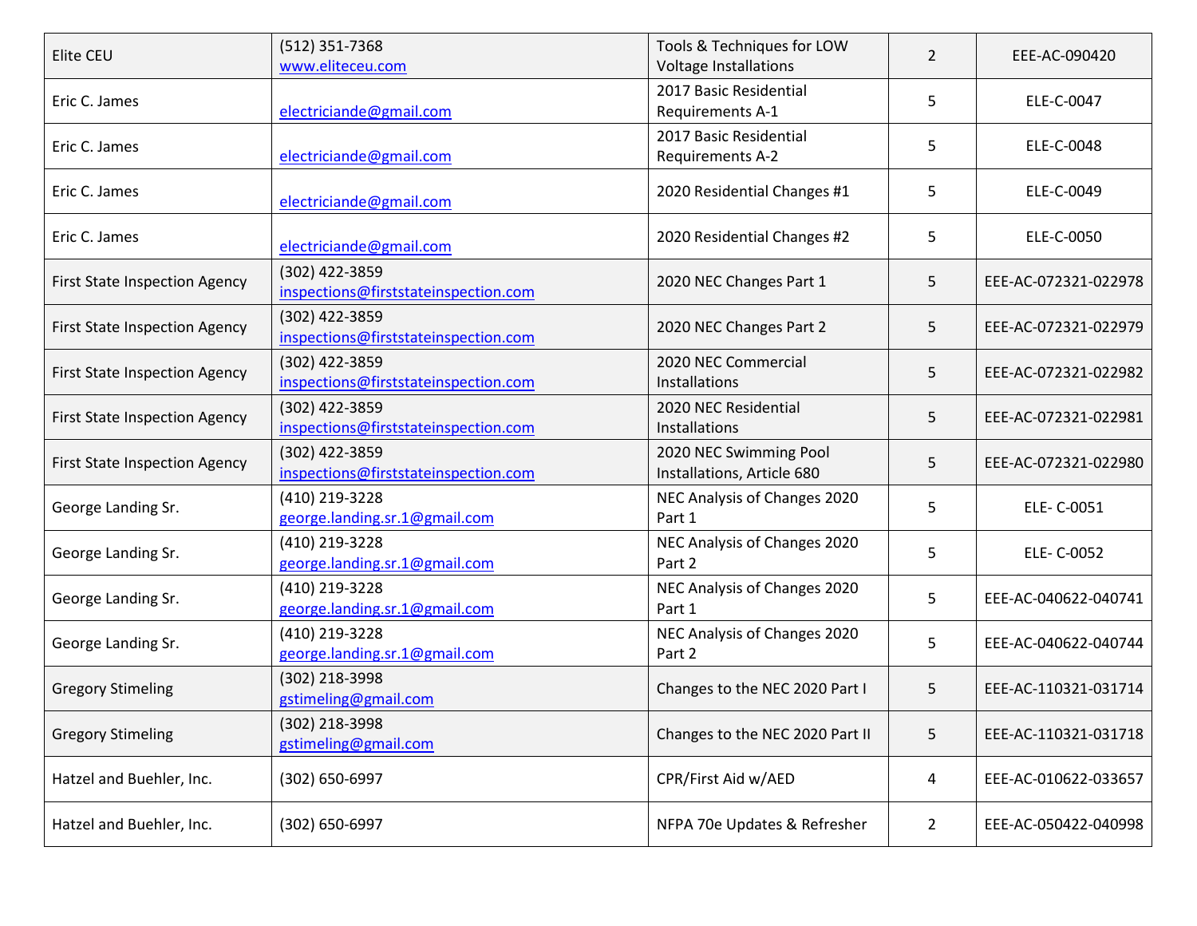| | | | | |
|---|---|---|---|---|
| Elite CEU | (512) 351-7368 www.eliteceu.com | Tools & Techniques for LOW Voltage Installations | 2 | EEE-AC-090420 |
| Eric C. James | electriciande@gmail.com | 2017 Basic Residential Requirements A-1 | 5 | ELE-C-0047 |
| Eric C. James | electriciande@gmail.com | 2017 Basic Residential Requirements A-2 | 5 | ELE-C-0048 |
| Eric C. James | electriciande@gmail.com | 2020 Residential Changes #1 | 5 | ELE-C-0049 |
| Eric C. James | electriciande@gmail.com | 2020 Residential Changes #2 | 5 | ELE-C-0050 |
| First State Inspection Agency | (302) 422-3859 inspections@firststateinspection.com | 2020 NEC Changes Part 1 | 5 | EEE-AC-072321-022978 |
| First State Inspection Agency | (302) 422-3859 inspections@firststateinspection.com | 2020 NEC Changes Part 2 | 5 | EEE-AC-072321-022979 |
| First State Inspection Agency | (302) 422-3859 inspections@firststateinspection.com | 2020 NEC Commercial Installations | 5 | EEE-AC-072321-022982 |
| First State Inspection Agency | (302) 422-3859 inspections@firststateinspection.com | 2020 NEC Residential Installations | 5 | EEE-AC-072321-022981 |
| First State Inspection Agency | (302) 422-3859 inspections@firststateinspection.com | 2020 NEC Swimming Pool Installations, Article 680 | 5 | EEE-AC-072321-022980 |
| George Landing Sr. | (410) 219-3228 george.landing.sr.1@gmail.com | NEC Analysis of Changes 2020 Part 1 | 5 | ELE- C-0051 |
| George Landing Sr. | (410) 219-3228 george.landing.sr.1@gmail.com | NEC Analysis of Changes 2020 Part 2 | 5 | ELE- C-0052 |
| George Landing Sr. | (410) 219-3228 george.landing.sr.1@gmail.com | NEC Analysis of Changes 2020 Part 1 | 5 | EEE-AC-040622-040741 |
| George Landing Sr. | (410) 219-3228 george.landing.sr.1@gmail.com | NEC Analysis of Changes 2020 Part 2 | 5 | EEE-AC-040622-040744 |
| Gregory Stimeling | (302) 218-3998 gstimeling@gmail.com | Changes to the NEC 2020 Part I | 5 | EEE-AC-110321-031714 |
| Gregory Stimeling | (302) 218-3998 gstimeling@gmail.com | Changes to the NEC 2020 Part II | 5 | EEE-AC-110321-031718 |
| Hatzel and Buehler, Inc. | (302) 650-6997 | CPR/First Aid w/AED | 4 | EEE-AC-010622-033657 |
| Hatzel and Buehler, Inc. | (302) 650-6997 | NFPA 70e Updates & Refresher | 2 | EEE-AC-050422-040998 |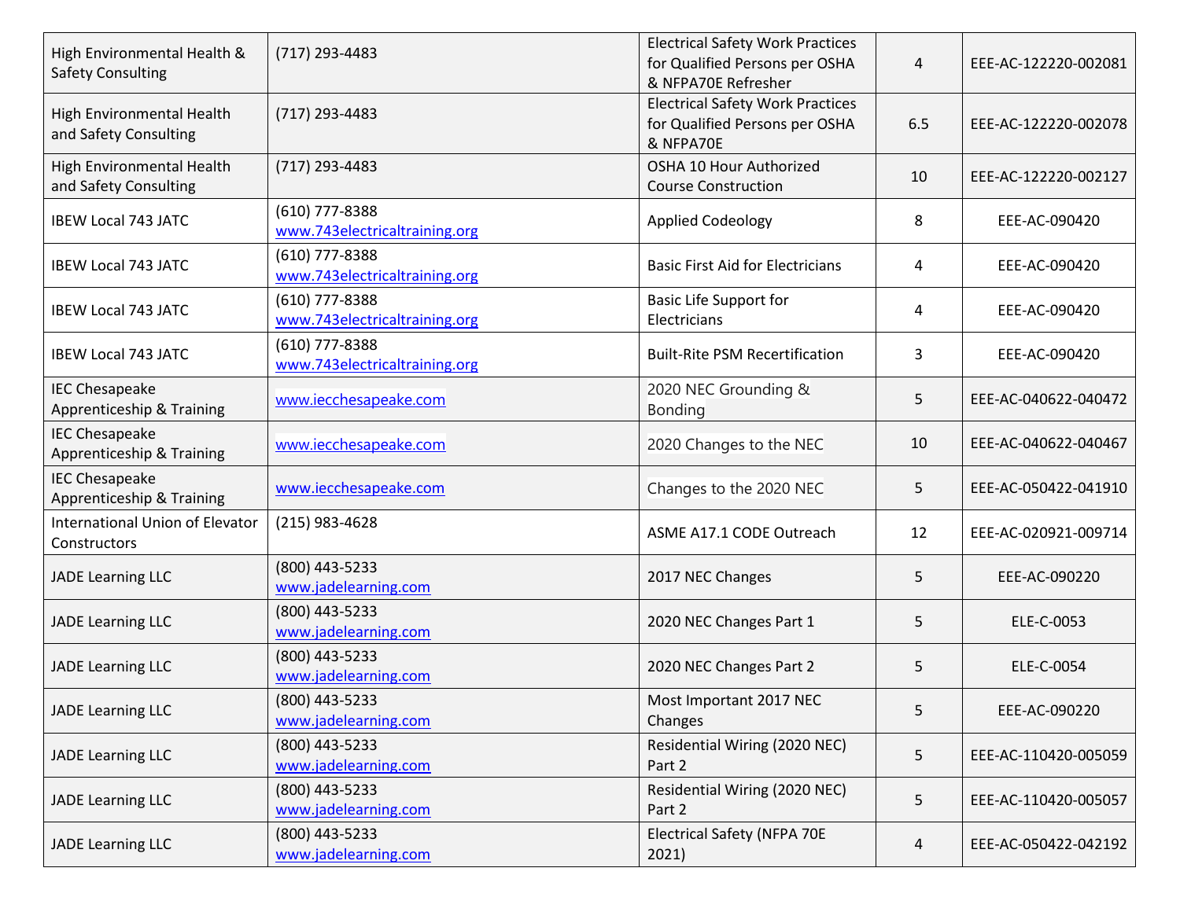| | | | | |
|---|---|---|---|---|
| High Environmental Health & Safety Consulting | (717) 293-4483 | Electrical Safety Work Practices for Qualified Persons per OSHA & NFPA70E Refresher | 4 | EEE-AC-122220-002081 |
| High Environmental Health and Safety Consulting | (717) 293-4483 | Electrical Safety Work Practices for Qualified Persons per OSHA & NFPA70E | 6.5 | EEE-AC-122220-002078 |
| High Environmental Health and Safety Consulting | (717) 293-4483 | OSHA 10 Hour Authorized Course Construction | 10 | EEE-AC-122220-002127 |
| IBEW Local 743 JATC | (610) 777-8388 www.743electricaltraining.org | Applied Codeology | 8 | EEE-AC-090420 |
| IBEW Local 743 JATC | (610) 777-8388 www.743electricaltraining.org | Basic First Aid for Electricians | 4 | EEE-AC-090420 |
| IBEW Local 743 JATC | (610) 777-8388 www.743electricaltraining.org | Basic Life Support for Electricians | 4 | EEE-AC-090420 |
| IBEW Local 743 JATC | (610) 777-8388 www.743electricaltraining.org | Built-Rite PSM Recertification | 3 | EEE-AC-090420 |
| IEC Chesapeake Apprenticeship & Training | www.iecchesapeake.com | 2020 NEC Grounding & Bonding | 5 | EEE-AC-040622-040472 |
| IEC Chesapeake Apprenticeship & Training | www.iecchesapeake.com | 2020 Changes to the NEC | 10 | EEE-AC-040622-040467 |
| IEC Chesapeake Apprenticeship & Training | www.iecchesapeake.com | Changes to the 2020 NEC | 5 | EEE-AC-050422-041910 |
| International Union of Elevator Constructors | (215) 983-4628 | ASME A17.1 CODE Outreach | 12 | EEE-AC-020921-009714 |
| JADE Learning LLC | (800) 443-5233 www.jadelearning.com | 2017 NEC Changes | 5 | EEE-AC-090220 |
| JADE Learning LLC | (800) 443-5233 www.jadelearning.com | 2020 NEC Changes Part 1 | 5 | ELE-C-0053 |
| JADE Learning LLC | (800) 443-5233 www.jadelearning.com | 2020 NEC Changes Part 2 | 5 | ELE-C-0054 |
| JADE Learning LLC | (800) 443-5233 www.jadelearning.com | Most Important 2017 NEC Changes | 5 | EEE-AC-090220 |
| JADE Learning LLC | (800) 443-5233 www.jadelearning.com | Residential Wiring (2020 NEC) Part 2 | 5 | EEE-AC-110420-005059 |
| JADE Learning LLC | (800) 443-5233 www.jadelearning.com | Residential Wiring (2020 NEC) Part 2 | 5 | EEE-AC-110420-005057 |
| JADE Learning LLC | (800) 443-5233 www.jadelearning.com | Electrical Safety (NFPA 70E 2021) | 4 | EEE-AC-050422-042192 |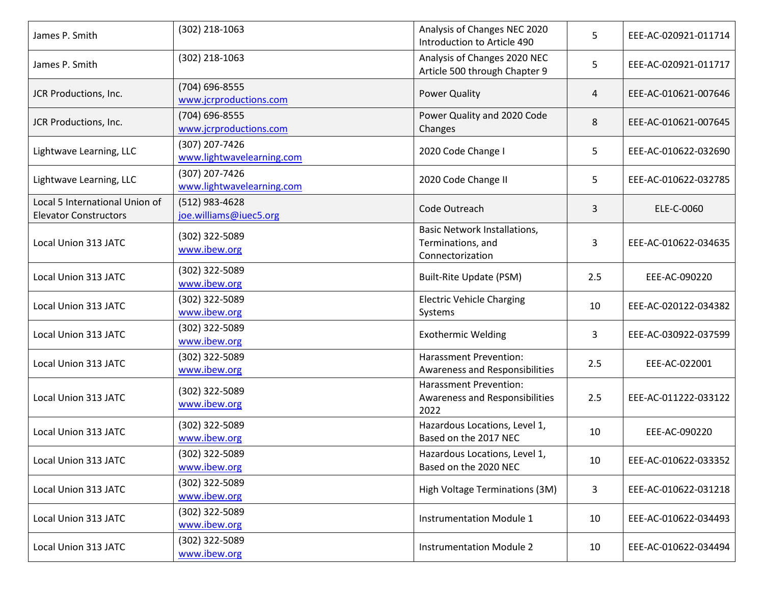| | | | | |
|---|---|---|---|---|
| James P. Smith | (302) 218-1063 | Analysis of Changes NEC 2020 Introduction to Article 490 | 5 | EEE-AC-020921-011714 |
| James P. Smith | (302) 218-1063 | Analysis of Changes 2020 NEC Article 500 through Chapter 9 | 5 | EEE-AC-020921-011717 |
| JCR Productions, Inc. | (704) 696-8555 www.jcrproductions.com | Power Quality | 4 | EEE-AC-010621-007646 |
| JCR Productions, Inc. | (704) 696-8555 www.jcrproductions.com | Power Quality and 2020 Code Changes | 8 | EEE-AC-010621-007645 |
| Lightwave Learning, LLC | (307) 207-7426 www.lightwavelearning.com | 2020 Code Change I | 5 | EEE-AC-010622-032690 |
| Lightwave Learning, LLC | (307) 207-7426 www.lightwavelearning.com | 2020 Code Change II | 5 | EEE-AC-010622-032785 |
| Local 5 International Union of Elevator Constructors | (512) 983-4628 joe.williams@iuec5.org | Code Outreach | 3 | ELE-C-0060 |
| Local Union 313 JATC | (302) 322-5089 www.ibew.org | Basic Network Installations, Terminations, and Connectorization | 3 | EEE-AC-010622-034635 |
| Local Union 313 JATC | (302) 322-5089 www.ibew.org | Built-Rite Update (PSM) | 2.5 | EEE-AC-090220 |
| Local Union 313 JATC | (302) 322-5089 www.ibew.org | Electric Vehicle Charging Systems | 10 | EEE-AC-020122-034382 |
| Local Union 313 JATC | (302) 322-5089 www.ibew.org | Exothermic Welding | 3 | EEE-AC-030922-037599 |
| Local Union 313 JATC | (302) 322-5089 www.ibew.org | Harassment Prevention: Awareness and Responsibilities | 2.5 | EEE-AC-022001 |
| Local Union 313 JATC | (302) 322-5089 www.ibew.org | Harassment Prevention: Awareness and Responsibilities 2022 | 2.5 | EEE-AC-011222-033122 |
| Local Union 313 JATC | (302) 322-5089 www.ibew.org | Hazardous Locations, Level 1, Based on the 2017 NEC | 10 | EEE-AC-090220 |
| Local Union 313 JATC | (302) 322-5089 www.ibew.org | Hazardous Locations, Level 1, Based on the 2020 NEC | 10 | EEE-AC-010622-033352 |
| Local Union 313 JATC | (302) 322-5089 www.ibew.org | High Voltage Terminations (3M) | 3 | EEE-AC-010622-031218 |
| Local Union 313 JATC | (302) 322-5089 www.ibew.org | Instrumentation Module 1 | 10 | EEE-AC-010622-034493 |
| Local Union 313 JATC | (302) 322-5089 www.ibew.org | Instrumentation Module 2 | 10 | EEE-AC-010622-034494 |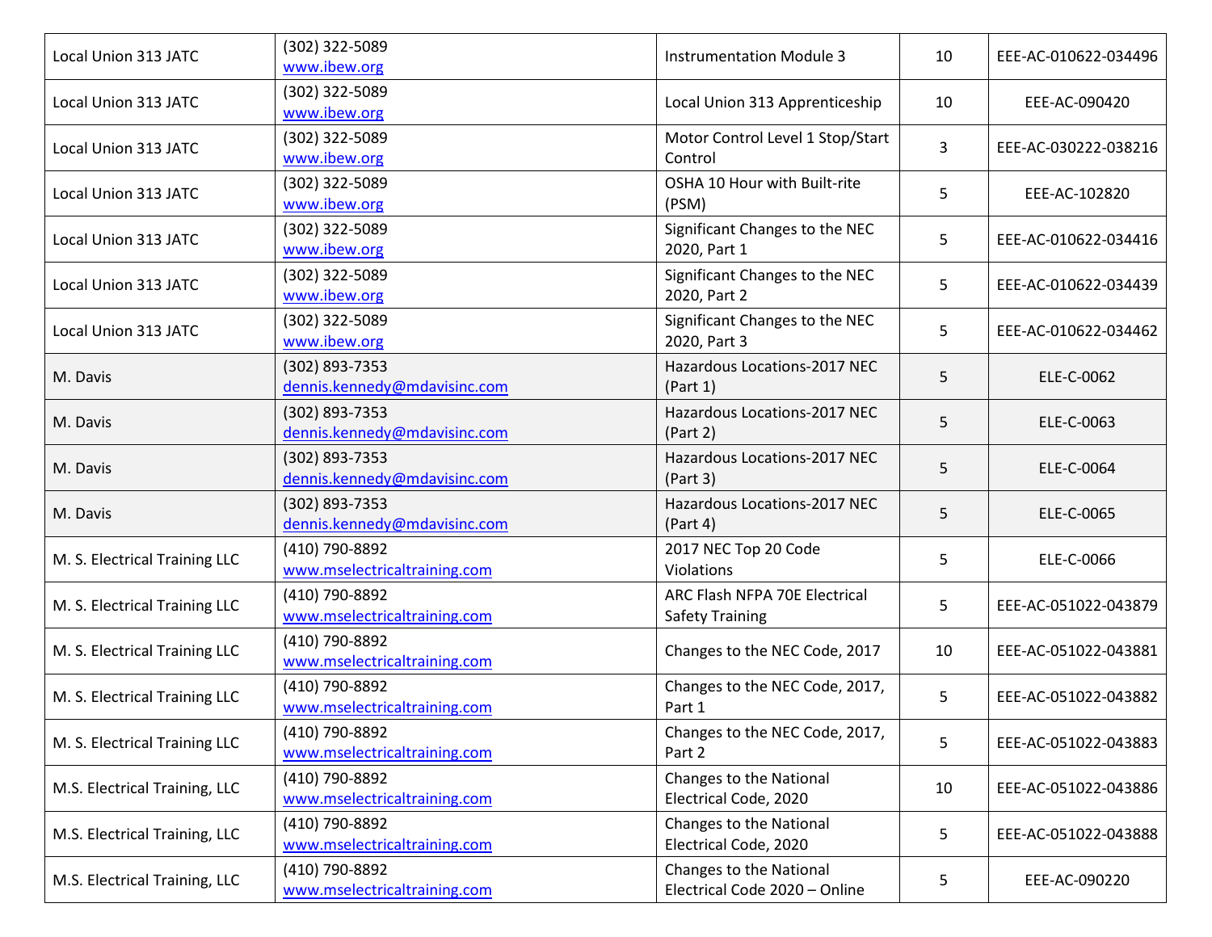| | | | | |
|---|---|---|---|---|
| Local Union 313 JATC | (302) 322-5089 www.ibew.org | Instrumentation Module 3 | 10 | EEE-AC-010622-034496 |
| Local Union 313 JATC | (302) 322-5089 www.ibew.org | Local Union 313 Apprenticeship | 10 | EEE-AC-090420 |
| Local Union 313 JATC | (302) 322-5089 www.ibew.org | Motor Control Level 1 Stop/Start Control | 3 | EEE-AC-030222-038216 |
| Local Union 313 JATC | (302) 322-5089 www.ibew.org | OSHA 10 Hour with Built-rite (PSM) | 5 | EEE-AC-102820 |
| Local Union 313 JATC | (302) 322-5089 www.ibew.org | Significant Changes to the NEC 2020, Part 1 | 5 | EEE-AC-010622-034416 |
| Local Union 313 JATC | (302) 322-5089 www.ibew.org | Significant Changes to the NEC 2020, Part 2 | 5 | EEE-AC-010622-034439 |
| Local Union 313 JATC | (302) 322-5089 www.ibew.org | Significant Changes to the NEC 2020, Part 3 | 5 | EEE-AC-010622-034462 |
| M. Davis | (302) 893-7353 dennis.kennedy@mdavisinc.com | Hazardous Locations-2017 NEC (Part 1) | 5 | ELE-C-0062 |
| M. Davis | (302) 893-7353 dennis.kennedy@mdavisinc.com | Hazardous Locations-2017 NEC (Part 2) | 5 | ELE-C-0063 |
| M. Davis | (302) 893-7353 dennis.kennedy@mdavisinc.com | Hazardous Locations-2017 NEC (Part 3) | 5 | ELE-C-0064 |
| M. Davis | (302) 893-7353 dennis.kennedy@mdavisinc.com | Hazardous Locations-2017 NEC (Part 4) | 5 | ELE-C-0065 |
| M. S. Electrical Training LLC | (410) 790-8892 www.mselectricaltraining.com | 2017 NEC Top 20 Code Violations | 5 | ELE-C-0066 |
| M. S. Electrical Training LLC | (410) 790-8892 www.mselectricaltraining.com | ARC Flash NFPA 70E Electrical Safety Training | 5 | EEE-AC-051022-043879 |
| M. S. Electrical Training LLC | (410) 790-8892 www.mselectricaltraining.com | Changes to the NEC Code, 2017 | 10 | EEE-AC-051022-043881 |
| M. S. Electrical Training LLC | (410) 790-8892 www.mselectricaltraining.com | Changes to the NEC Code, 2017, Part 1 | 5 | EEE-AC-051022-043882 |
| M. S. Electrical Training LLC | (410) 790-8892 www.mselectricaltraining.com | Changes to the NEC Code, 2017, Part 2 | 5 | EEE-AC-051022-043883 |
| M.S. Electrical Training, LLC | (410) 790-8892 www.mselectricaltraining.com | Changes to the National Electrical Code, 2020 | 10 | EEE-AC-051022-043886 |
| M.S. Electrical Training, LLC | (410) 790-8892 www.mselectricaltraining.com | Changes to the National Electrical Code, 2020 | 5 | EEE-AC-051022-043888 |
| M.S. Electrical Training, LLC | (410) 790-8892 www.mselectricaltraining.com | Changes to the National Electrical Code 2020 – Online | 5 | EEE-AC-090220 |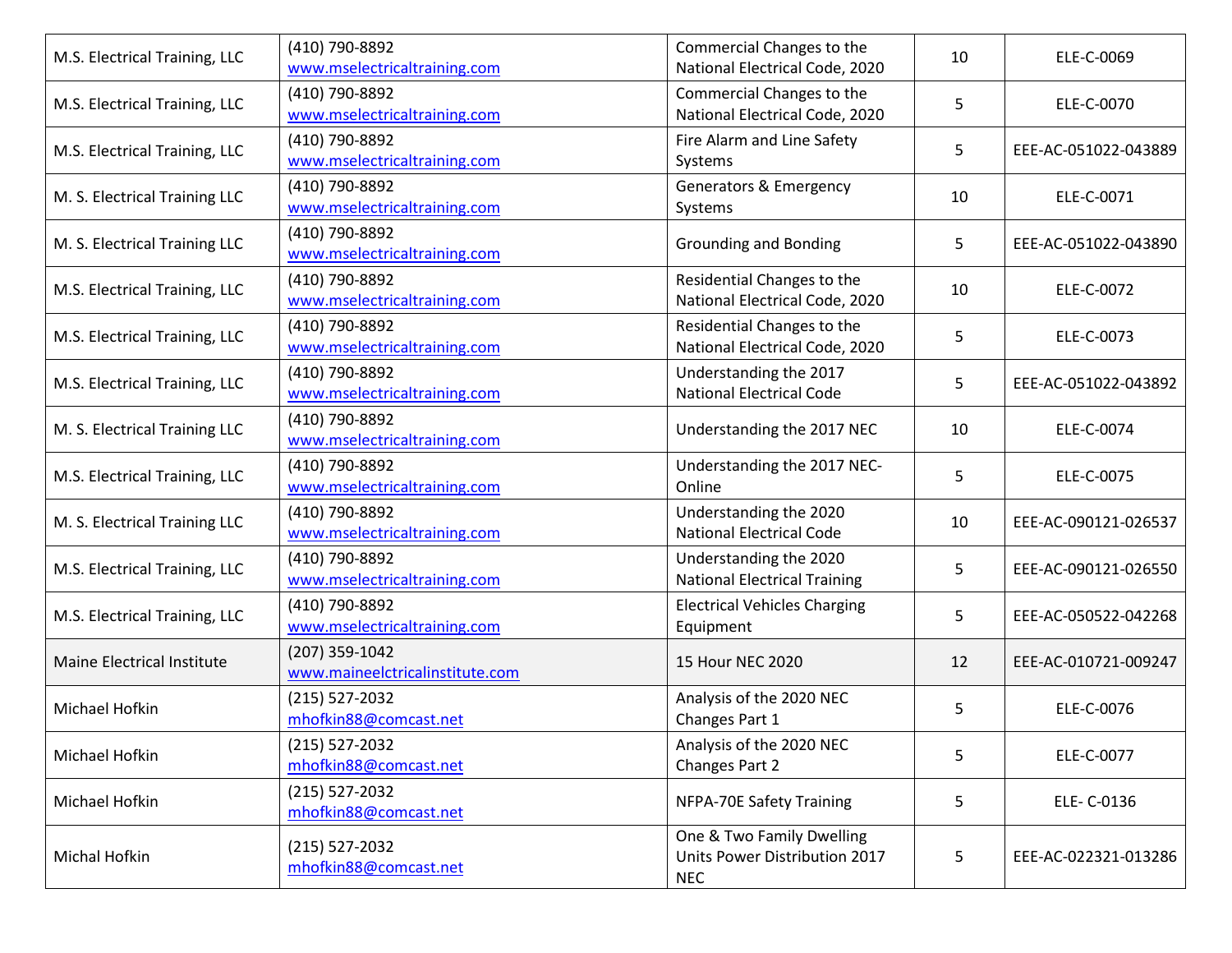| M.S. Electrical Training, LLC | (410) 790-8892 www.mselectricaltraining.com | Commercial Changes to the National Electrical Code, 2020 | 10 | ELE-C-0069 |
|---|---|---|---|---|
| M.S. Electrical Training, LLC | (410) 790-8892 www.mselectricaltraining.com | Commercial Changes to the National Electrical Code, 2020 | 5 | ELE-C-0070 |
| M.S. Electrical Training, LLC | (410) 790-8892 www.mselectricaltraining.com | Fire Alarm and Line Safety Systems | 5 | EEE-AC-051022-043889 |
| M. S. Electrical Training LLC | (410) 790-8892 www.mselectricaltraining.com | Generators & Emergency Systems | 10 | ELE-C-0071 |
| M. S. Electrical Training LLC | (410) 790-8892 www.mselectricaltraining.com | Grounding and Bonding | 5 | EEE-AC-051022-043890 |
| M.S. Electrical Training, LLC | (410) 790-8892 www.mselectricaltraining.com | Residential Changes to the National Electrical Code, 2020 | 10 | ELE-C-0072 |
| M.S. Electrical Training, LLC | (410) 790-8892 www.mselectricaltraining.com | Residential Changes to the National Electrical Code, 2020 | 5 | ELE-C-0073 |
| M.S. Electrical Training, LLC | (410) 790-8892 www.mselectricaltraining.com | Understanding the 2017 National Electrical Code | 5 | EEE-AC-051022-043892 |
| M. S. Electrical Training LLC | (410) 790-8892 www.mselectricaltraining.com | Understanding the 2017 NEC | 10 | ELE-C-0074 |
| M.S. Electrical Training, LLC | (410) 790-8892 www.mselectricaltraining.com | Understanding the 2017 NEC-Online | 5 | ELE-C-0075 |
| M. S. Electrical Training LLC | (410) 790-8892 www.mselectricaltraining.com | Understanding the 2020 National Electrical Code | 10 | EEE-AC-090121-026537 |
| M.S. Electrical Training, LLC | (410) 790-8892 www.mselectricaltraining.com | Understanding the 2020 National Electrical Training | 5 | EEE-AC-090121-026550 |
| M.S. Electrical Training, LLC | (410) 790-8892 www.mselectricaltraining.com | Electrical Vehicles Charging Equipment | 5 | EEE-AC-050522-042268 |
| Maine Electrical Institute | (207) 359-1042 www.maineelctricalinstitute.com | 15 Hour NEC 2020 | 12 | EEE-AC-010721-009247 |
| Michael Hofkin | (215) 527-2032 mhofkin88@comcast.net | Analysis of the 2020 NEC Changes Part 1 | 5 | ELE-C-0076 |
| Michael Hofkin | (215) 527-2032 mhofkin88@comcast.net | Analysis of the 2020 NEC Changes Part 2 | 5 | ELE-C-0077 |
| Michael Hofkin | (215) 527-2032 mhofkin88@comcast.net | NFPA-70E Safety Training | 5 | ELE- C-0136 |
| Michal Hofkin | (215) 527-2032 mhofkin88@comcast.net | One & Two Family Dwelling Units Power Distribution 2017 NEC | 5 | EEE-AC-022321-013286 |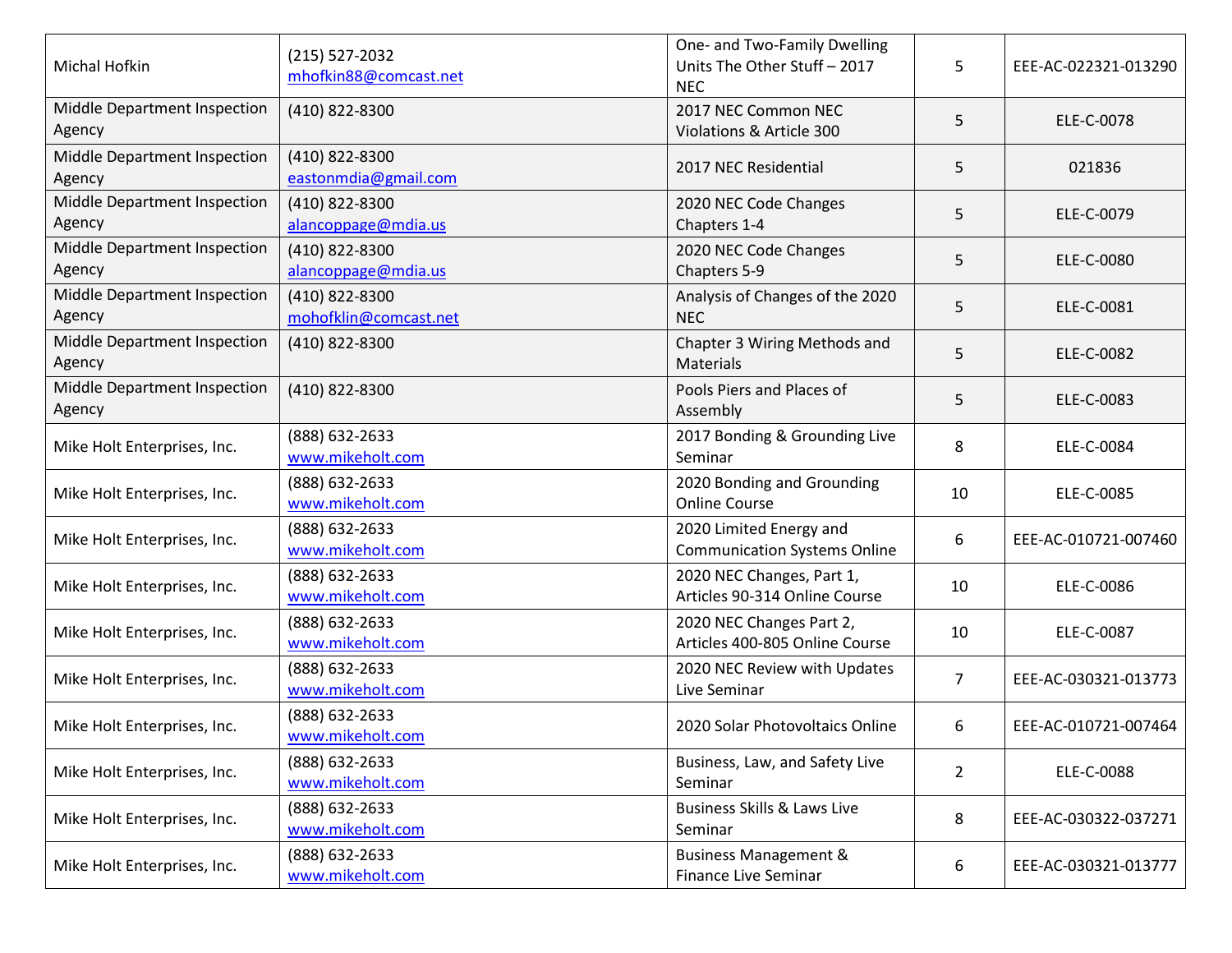| | | | | |
|---|---|---|---|---|
| Michal Hofkin | (215) 527-2032 mhofkin88@comcast.net | One- and Two-Family Dwelling Units The Other Stuff – 2017 NEC | 5 | EEE-AC-022321-013290 |
| Middle Department Inspection Agency | (410) 822-8300 | 2017 NEC Common NEC Violations & Article 300 | 5 | ELE-C-0078 |
| Middle Department Inspection Agency | (410) 822-8300 eastonmdia@gmail.com | 2017 NEC Residential | 5 | 021836 |
| Middle Department Inspection Agency | (410) 822-8300 alancoppage@mdia.us | 2020 NEC Code Changes Chapters 1-4 | 5 | ELE-C-0079 |
| Middle Department Inspection Agency | (410) 822-8300 alancoppage@mdia.us | 2020 NEC Code Changes Chapters 5-9 | 5 | ELE-C-0080 |
| Middle Department Inspection Agency | (410) 822-8300 mohofklin@comcast.net | Analysis of Changes of the 2020 NEC | 5 | ELE-C-0081 |
| Middle Department Inspection Agency | (410) 822-8300 | Chapter 3 Wiring Methods and Materials | 5 | ELE-C-0082 |
| Middle Department Inspection Agency | (410) 822-8300 | Pools Piers and Places of Assembly | 5 | ELE-C-0083 |
| Mike Holt Enterprises, Inc. | (888) 632-2633 www.mikeholt.com | 2017 Bonding & Grounding Live Seminar | 8 | ELE-C-0084 |
| Mike Holt Enterprises, Inc. | (888) 632-2633 www.mikeholt.com | 2020 Bonding and Grounding Online Course | 10 | ELE-C-0085 |
| Mike Holt Enterprises, Inc. | (888) 632-2633 www.mikeholt.com | 2020 Limited Energy and Communication Systems Online | 6 | EEE-AC-010721-007460 |
| Mike Holt Enterprises, Inc. | (888) 632-2633 www.mikeholt.com | 2020 NEC Changes, Part 1, Articles 90-314 Online Course | 10 | ELE-C-0086 |
| Mike Holt Enterprises, Inc. | (888) 632-2633 www.mikeholt.com | 2020 NEC Changes Part 2, Articles 400-805 Online Course | 10 | ELE-C-0087 |
| Mike Holt Enterprises, Inc. | (888) 632-2633 www.mikeholt.com | 2020 NEC Review with Updates Live Seminar | 7 | EEE-AC-030321-013773 |
| Mike Holt Enterprises, Inc. | (888) 632-2633 www.mikeholt.com | 2020 Solar Photovoltaics Online | 6 | EEE-AC-010721-007464 |
| Mike Holt Enterprises, Inc. | (888) 632-2633 www.mikeholt.com | Business, Law, and Safety Live Seminar | 2 | ELE-C-0088 |
| Mike Holt Enterprises, Inc. | (888) 632-2633 www.mikeholt.com | Business Skills & Laws Live Seminar | 8 | EEE-AC-030322-037271 |
| Mike Holt Enterprises, Inc. | (888) 632-2633 www.mikeholt.com | Business Management & Finance Live Seminar | 6 | EEE-AC-030321-013777 |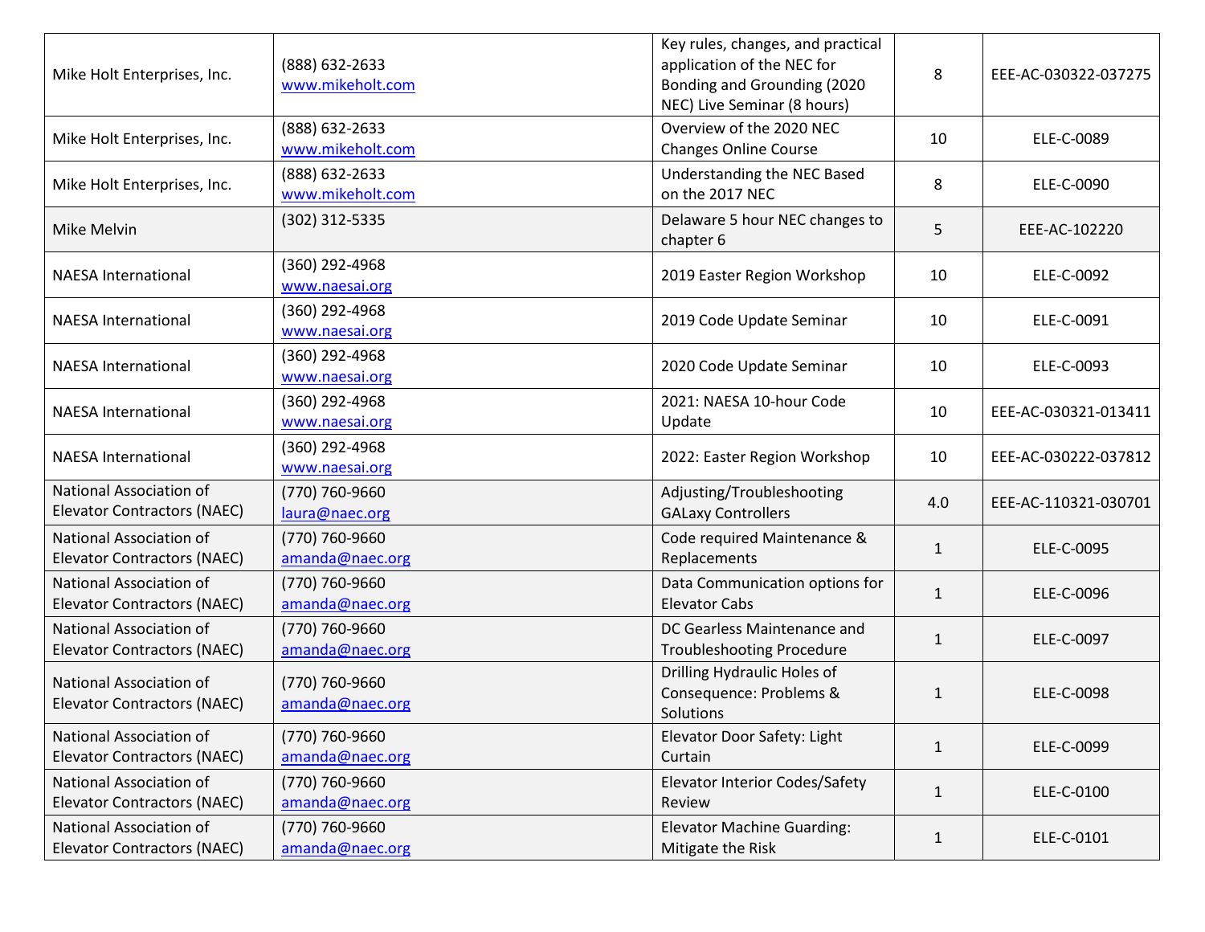| | | | | |
|---|---|---|---|---|
| Mike Holt Enterprises, Inc. | (888) 632-2633 www.mikeholt.com | Key rules, changes, and practical application of the NEC for Bonding and Grounding (2020 NEC) Live Seminar (8 hours) | 8 | EEE-AC-030322-037275 |
| Mike Holt Enterprises, Inc. | (888) 632-2633 www.mikeholt.com | Overview of the 2020 NEC Changes Online Course | 10 | ELE-C-0089 |
| Mike Holt Enterprises, Inc. | (888) 632-2633 www.mikeholt.com | Understanding the NEC Based on the 2017 NEC | 8 | ELE-C-0090 |
| Mike Melvin | (302) 312-5335 | Delaware 5 hour NEC changes to chapter 6 | 5 | EEE-AC-102220 |
| NAESA International | (360) 292-4968 www.naesai.org | 2019 Easter Region Workshop | 10 | ELE-C-0092 |
| NAESA International | (360) 292-4968 www.naesai.org | 2019 Code Update Seminar | 10 | ELE-C-0091 |
| NAESA International | (360) 292-4968 www.naesai.org | 2020 Code Update Seminar | 10 | ELE-C-0093 |
| NAESA International | (360) 292-4968 www.naesai.org | 2021: NAESA 10-hour Code Update | 10 | EEE-AC-030321-013411 |
| NAESA International | (360) 292-4968 www.naesai.org | 2022: Easter Region Workshop | 10 | EEE-AC-030222-037812 |
| National Association of Elevator Contractors (NAEC) | (770) 760-9660 laura@naec.org | Adjusting/Troubleshooting GALaxy Controllers | 4.0 | EEE-AC-110321-030701 |
| National Association of Elevator Contractors (NAEC) | (770) 760-9660 amanda@naec.org | Code required Maintenance & Replacements | 1 | ELE-C-0095 |
| National Association of Elevator Contractors (NAEC) | (770) 760-9660 amanda@naec.org | Data Communication options for Elevator Cabs | 1 | ELE-C-0096 |
| National Association of Elevator Contractors (NAEC) | (770) 760-9660 amanda@naec.org | DC Gearless Maintenance and Troubleshooting Procedure | 1 | ELE-C-0097 |
| National Association of Elevator Contractors (NAEC) | (770) 760-9660 amanda@naec.org | Drilling Hydraulic Holes of Consequence: Problems & Solutions | 1 | ELE-C-0098 |
| National Association of Elevator Contractors (NAEC) | (770) 760-9660 amanda@naec.org | Elevator Door Safety: Light Curtain | 1 | ELE-C-0099 |
| National Association of Elevator Contractors (NAEC) | (770) 760-9660 amanda@naec.org | Elevator Interior Codes/Safety Review | 1 | ELE-C-0100 |
| National Association of Elevator Contractors (NAEC) | (770) 760-9660 amanda@naec.org | Elevator Machine Guarding: Mitigate the Risk | 1 | ELE-C-0101 |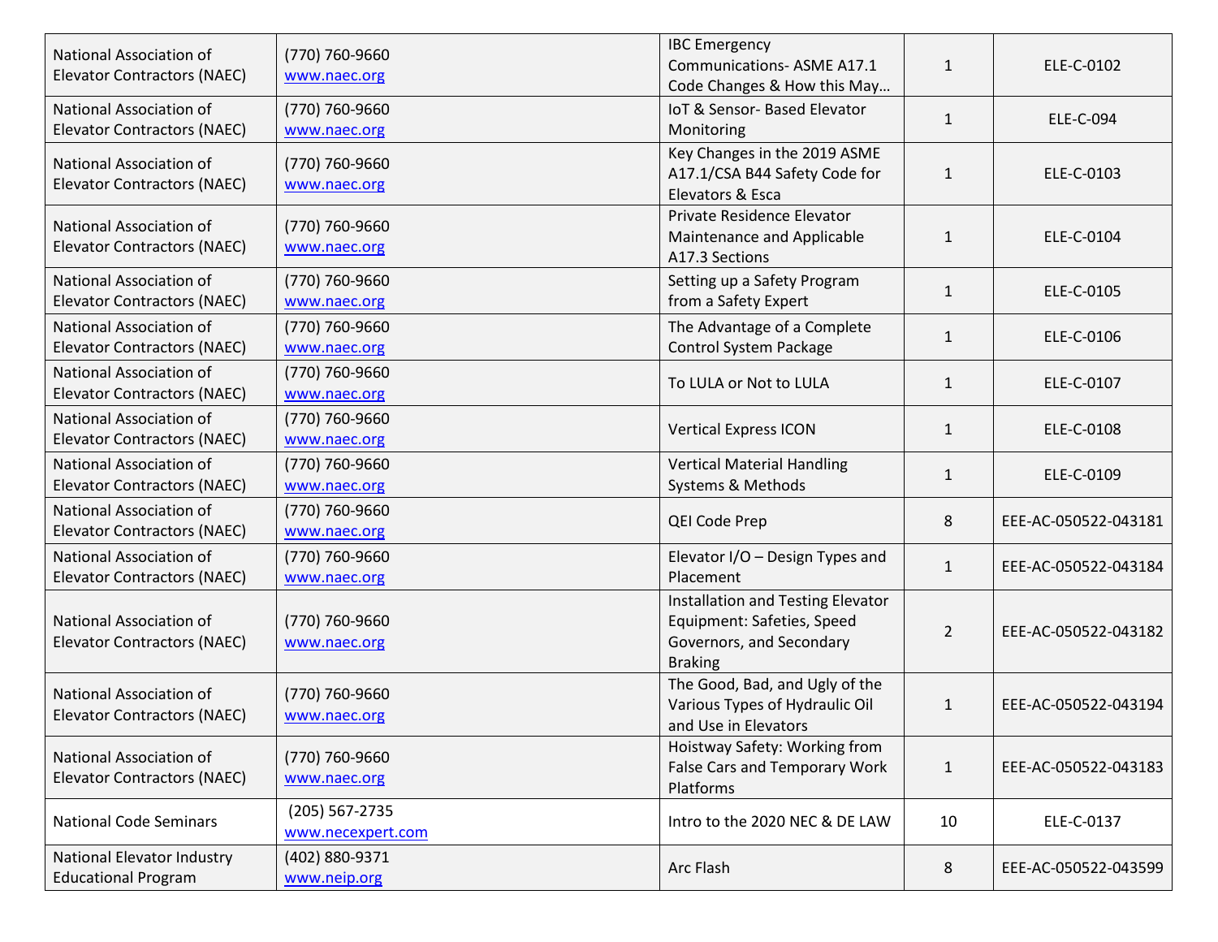| | | | | |
|---|---|---|---|---|
| National Association of Elevator Contractors (NAEC) | (770) 760-9660 www.naec.org | IBC Emergency Communications- ASME A17.1 Code Changes & How this May… | 1 | ELE-C-0102 |
| National Association of Elevator Contractors (NAEC) | (770) 760-9660 www.naec.org | IoT & Sensor- Based Elevator Monitoring | 1 | ELE-C-094 |
| National Association of Elevator Contractors (NAEC) | (770) 760-9660 www.naec.org | Key Changes in the 2019 ASME A17.1/CSA B44 Safety Code for Elevators & Esca | 1 | ELE-C-0103 |
| National Association of Elevator Contractors (NAEC) | (770) 760-9660 www.naec.org | Private Residence Elevator Maintenance and Applicable A17.3 Sections | 1 | ELE-C-0104 |
| National Association of Elevator Contractors (NAEC) | (770) 760-9660 www.naec.org | Setting up a Safety Program from a Safety Expert | 1 | ELE-C-0105 |
| National Association of Elevator Contractors (NAEC) | (770) 760-9660 www.naec.org | The Advantage of a Complete Control System Package | 1 | ELE-C-0106 |
| National Association of Elevator Contractors (NAEC) | (770) 760-9660 www.naec.org | To LULA or Not to LULA | 1 | ELE-C-0107 |
| National Association of Elevator Contractors (NAEC) | (770) 760-9660 www.naec.org | Vertical Express ICON | 1 | ELE-C-0108 |
| National Association of Elevator Contractors (NAEC) | (770) 760-9660 www.naec.org | Vertical Material Handling Systems & Methods | 1 | ELE-C-0109 |
| National Association of Elevator Contractors (NAEC) | (770) 760-9660 www.naec.org | QEI Code Prep | 8 | EEE-AC-050522-043181 |
| National Association of Elevator Contractors (NAEC) | (770) 760-9660 www.naec.org | Elevator I/O – Design Types and Placement | 1 | EEE-AC-050522-043184 |
| National Association of Elevator Contractors (NAEC) | (770) 760-9660 www.naec.org | Installation and Testing Elevator Equipment: Safeties, Speed Governors, and Secondary Braking | 2 | EEE-AC-050522-043182 |
| National Association of Elevator Contractors (NAEC) | (770) 760-9660 www.naec.org | The Good, Bad, and Ugly of the Various Types of Hydraulic Oil and Use in Elevators | 1 | EEE-AC-050522-043194 |
| National Association of Elevator Contractors (NAEC) | (770) 760-9660 www.naec.org | Hoistway Safety: Working from False Cars and Temporary Work Platforms | 1 | EEE-AC-050522-043183 |
| National Code Seminars | (205) 567-2735 www.necexpert.com | Intro to the 2020 NEC & DE LAW | 10 | ELE-C-0137 |
| National Elevator Industry Educational Program | (402) 880-9371 www.neip.org | Arc Flash | 8 | EEE-AC-050522-043599 |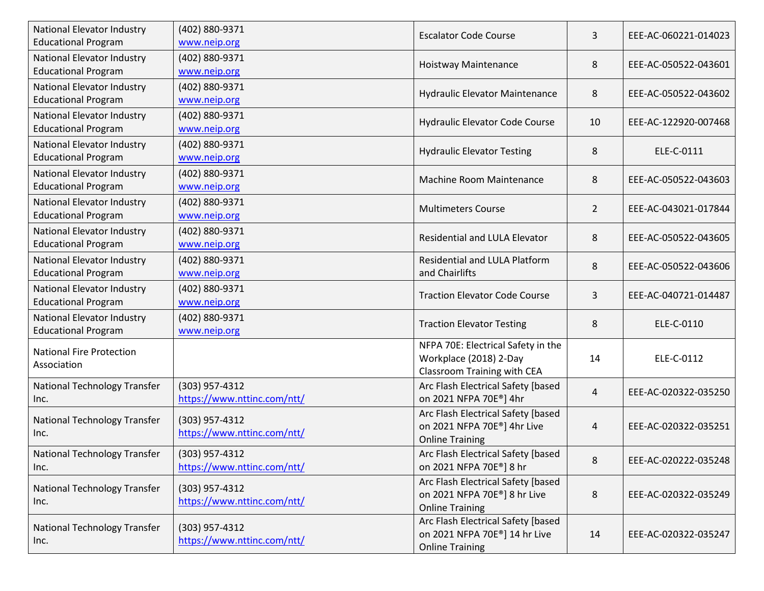| | | | | |
|---|---|---|---|---|
| National Elevator Industry Educational Program | (402) 880-9371 www.neip.org | Escalator Code Course | 3 | EEE-AC-060221-014023 |
| National Elevator Industry Educational Program | (402) 880-9371 www.neip.org | Hoistway Maintenance | 8 | EEE-AC-050522-043601 |
| National Elevator Industry Educational Program | (402) 880-9371 www.neip.org | Hydraulic Elevator Maintenance | 8 | EEE-AC-050522-043602 |
| National Elevator Industry Educational Program | (402) 880-9371 www.neip.org | Hydraulic Elevator Code Course | 10 | EEE-AC-122920-007468 |
| National Elevator Industry Educational Program | (402) 880-9371 www.neip.org | Hydraulic Elevator Testing | 8 | ELE-C-0111 |
| National Elevator Industry Educational Program | (402) 880-9371 www.neip.org | Machine Room Maintenance | 8 | EEE-AC-050522-043603 |
| National Elevator Industry Educational Program | (402) 880-9371 www.neip.org | Multimeters Course | 2 | EEE-AC-043021-017844 |
| National Elevator Industry Educational Program | (402) 880-9371 www.neip.org | Residential and LULA Elevator | 8 | EEE-AC-050522-043605 |
| National Elevator Industry Educational Program | (402) 880-9371 www.neip.org | Residential and LULA Platform and Chairlifts | 8 | EEE-AC-050522-043606 |
| National Elevator Industry Educational Program | (402) 880-9371 www.neip.org | Traction Elevator Code Course | 3 | EEE-AC-040721-014487 |
| National Elevator Industry Educational Program | (402) 880-9371 www.neip.org | Traction Elevator Testing | 8 | ELE-C-0110 |
| National Fire Protection Association | | NFPA 70E: Electrical Safety in the Workplace (2018) 2-Day Classroom Training with CEA | 14 | ELE-C-0112 |
| National Technology Transfer Inc. | (303) 957-4312 https://www.nttinc.com/ntt/ | Arc Flash Electrical Safety [based on 2021 NFPA 70E®] 4hr | 4 | EEE-AC-020322-035250 |
| National Technology Transfer Inc. | (303) 957-4312 https://www.nttinc.com/ntt/ | Arc Flash Electrical Safety [based on 2021 NFPA 70E®] 4hr Live Online Training | 4 | EEE-AC-020322-035251 |
| National Technology Transfer Inc. | (303) 957-4312 https://www.nttinc.com/ntt/ | Arc Flash Electrical Safety [based on 2021 NFPA 70E®] 8 hr | 8 | EEE-AC-020222-035248 |
| National Technology Transfer Inc. | (303) 957-4312 https://www.nttinc.com/ntt/ | Arc Flash Electrical Safety [based on 2021 NFPA 70E®] 8 hr Live Online Training | 8 | EEE-AC-020322-035249 |
| National Technology Transfer Inc. | (303) 957-4312 https://www.nttinc.com/ntt/ | Arc Flash Electrical Safety [based on 2021 NFPA 70E®] 14 hr Live Online Training | 14 | EEE-AC-020322-035247 |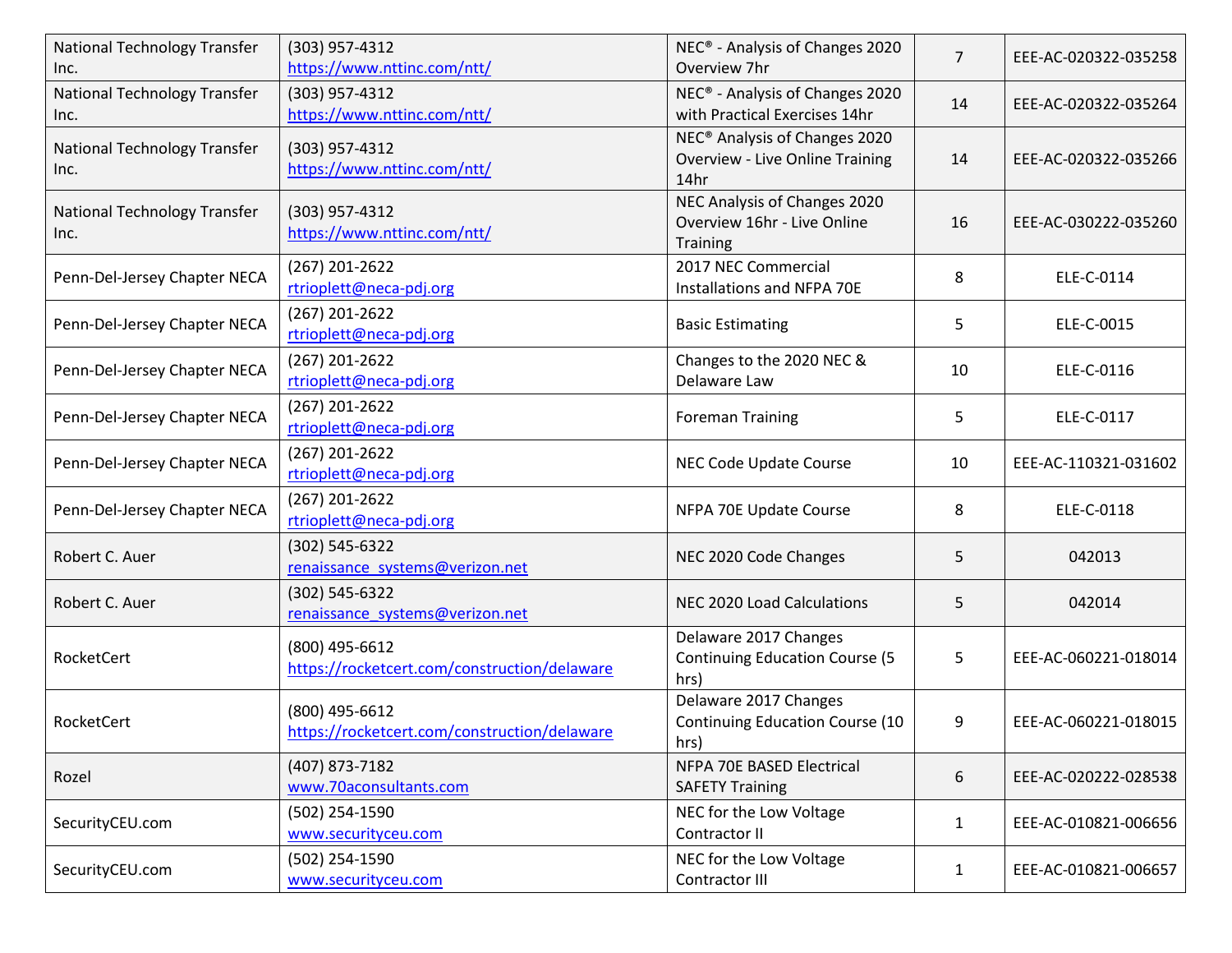| | | | | |
|---|---|---|---|---|
| National Technology Transfer Inc. | (303) 957-4312 https://www.nttinc.com/ntt/ | NEC® - Analysis of Changes 2020 Overview 7hr | 7 | EEE-AC-020322-035258 |
| National Technology Transfer Inc. | (303) 957-4312 https://www.nttinc.com/ntt/ | NEC® - Analysis of Changes 2020 with Practical Exercises 14hr | 14 | EEE-AC-020322-035264 |
| National Technology Transfer Inc. | (303) 957-4312 https://www.nttinc.com/ntt/ | NEC® Analysis of Changes 2020 Overview - Live Online Training 14hr | 14 | EEE-AC-020322-035266 |
| National Technology Transfer Inc. | (303) 957-4312 https://www.nttinc.com/ntt/ | NEC Analysis of Changes 2020 Overview 16hr - Live Online Training | 16 | EEE-AC-030222-035260 |
| Penn-Del-Jersey Chapter NECA | (267) 201-2622 rtrioplett@neca-pdj.org | 2017 NEC Commercial Installations and NFPA 70E | 8 | ELE-C-0114 |
| Penn-Del-Jersey Chapter NECA | (267) 201-2622 rtrioplett@neca-pdj.org | Basic Estimating | 5 | ELE-C-0015 |
| Penn-Del-Jersey Chapter NECA | (267) 201-2622 rtrioplett@neca-pdj.org | Changes to the 2020 NEC & Delaware Law | 10 | ELE-C-0116 |
| Penn-Del-Jersey Chapter NECA | (267) 201-2622 rtrioplett@neca-pdj.org | Foreman Training | 5 | ELE-C-0117 |
| Penn-Del-Jersey Chapter NECA | (267) 201-2622 rtrioplett@neca-pdj.org | NEC Code Update Course | 10 | EEE-AC-110321-031602 |
| Penn-Del-Jersey Chapter NECA | (267) 201-2622 rtrioplett@neca-pdj.org | NFPA 70E Update Course | 8 | ELE-C-0118 |
| Robert C. Auer | (302) 545-6322 renaissance_systems@verizon.net | NEC 2020 Code Changes | 5 | 042013 |
| Robert C. Auer | (302) 545-6322 renaissance_systems@verizon.net | NEC 2020 Load Calculations | 5 | 042014 |
| RocketCert | (800) 495-6612 https://rocketcert.com/construction/delaware | Delaware 2017 Changes Continuing Education Course (5 hrs) | 5 | EEE-AC-060221-018014 |
| RocketCert | (800) 495-6612 https://rocketcert.com/construction/delaware | Delaware 2017 Changes Continuing Education Course (10 hrs) | 9 | EEE-AC-060221-018015 |
| Rozel | (407) 873-7182 www.70aconsultants.com | NFPA 70E BASED Electrical SAFETY Training | 6 | EEE-AC-020222-028538 |
| SecurityCEU.com | (502) 254-1590 www.securityceu.com | NEC for the Low Voltage Contractor II | 1 | EEE-AC-010821-006656 |
| SecurityCEU.com | (502) 254-1590 www.securityceu.com | NEC for the Low Voltage Contractor III | 1 | EEE-AC-010821-006657 |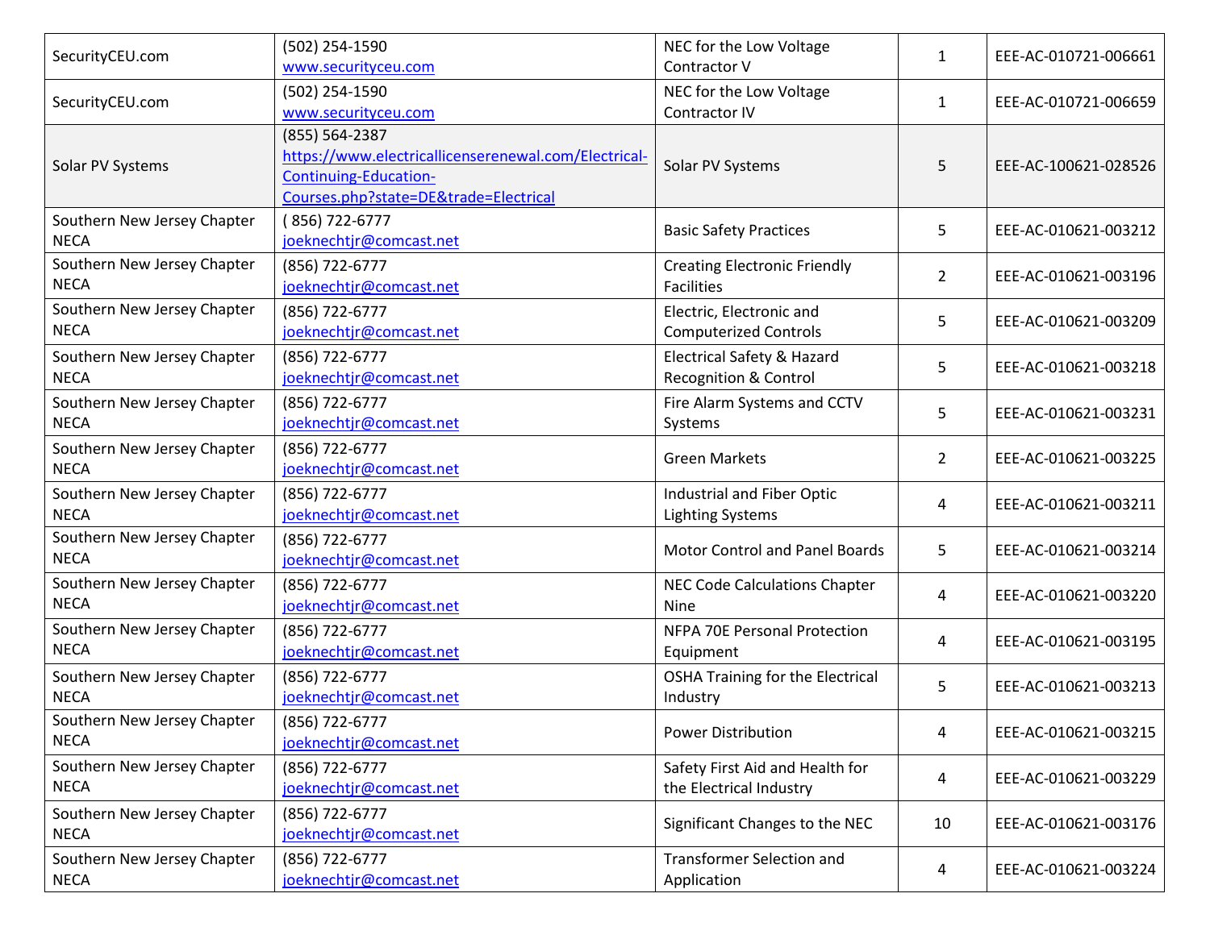| SecurityCEU.com | (502) 254-1590 www.securityceu.com | NEC for the Low Voltage Contractor V | 1 | EEE-AC-010721-006661 |
|---|---|---|---|---|
| SecurityCEU.com | (502) 254-1590 www.securityceu.com | NEC for the Low Voltage Contractor IV | 1 | EEE-AC-010721-006659 |
| Solar PV Systems | (855) 564-2387 https://www.electricallicenserenewal.com/Electrical-Continuing-Education-Courses.php?state=DE&trade=Electrical | Solar PV Systems | 5 | EEE-AC-100621-028526 |
| Southern New Jersey Chapter NECA | ( 856) 722-6777 joeknechtjr@comcast.net | Basic Safety Practices | 5 | EEE-AC-010621-003212 |
| Southern New Jersey Chapter NECA | (856) 722-6777 joeknechtjr@comcast.net | Creating Electronic Friendly Facilities | 2 | EEE-AC-010621-003196 |
| Southern New Jersey Chapter NECA | (856) 722-6777 joeknechtjr@comcast.net | Electric, Electronic and Computerized Controls | 5 | EEE-AC-010621-003209 |
| Southern New Jersey Chapter NECA | (856) 722-6777 joeknechtjr@comcast.net | Electrical Safety & Hazard Recognition & Control | 5 | EEE-AC-010621-003218 |
| Southern New Jersey Chapter NECA | (856) 722-6777 joeknechtjr@comcast.net | Fire Alarm Systems and CCTV Systems | 5 | EEE-AC-010621-003231 |
| Southern New Jersey Chapter NECA | (856) 722-6777 joeknechtjr@comcast.net | Green Markets | 2 | EEE-AC-010621-003225 |
| Southern New Jersey Chapter NECA | (856) 722-6777 joeknechtjr@comcast.net | Industrial and Fiber Optic Lighting Systems | 4 | EEE-AC-010621-003211 |
| Southern New Jersey Chapter NECA | (856) 722-6777 joeknechtjr@comcast.net | Motor Control and Panel Boards | 5 | EEE-AC-010621-003214 |
| Southern New Jersey Chapter NECA | (856) 722-6777 joeknechtjr@comcast.net | NEC Code Calculations Chapter Nine | 4 | EEE-AC-010621-003220 |
| Southern New Jersey Chapter NECA | (856) 722-6777 joeknechtjr@comcast.net | NFPA 70E Personal Protection Equipment | 4 | EEE-AC-010621-003195 |
| Southern New Jersey Chapter NECA | (856) 722-6777 joeknechtjr@comcast.net | OSHA Training for the Electrical Industry | 5 | EEE-AC-010621-003213 |
| Southern New Jersey Chapter NECA | (856) 722-6777 joeknechtjr@comcast.net | Power Distribution | 4 | EEE-AC-010621-003215 |
| Southern New Jersey Chapter NECA | (856) 722-6777 joeknechtjr@comcast.net | Safety First Aid and Health for the Electrical Industry | 4 | EEE-AC-010621-003229 |
| Southern New Jersey Chapter NECA | (856) 722-6777 joeknechtjr@comcast.net | Significant Changes to the NEC | 10 | EEE-AC-010621-003176 |
| Southern New Jersey Chapter NECA | (856) 722-6777 joeknechtjr@comcast.net | Transformer Selection and Application | 4 | EEE-AC-010621-003224 |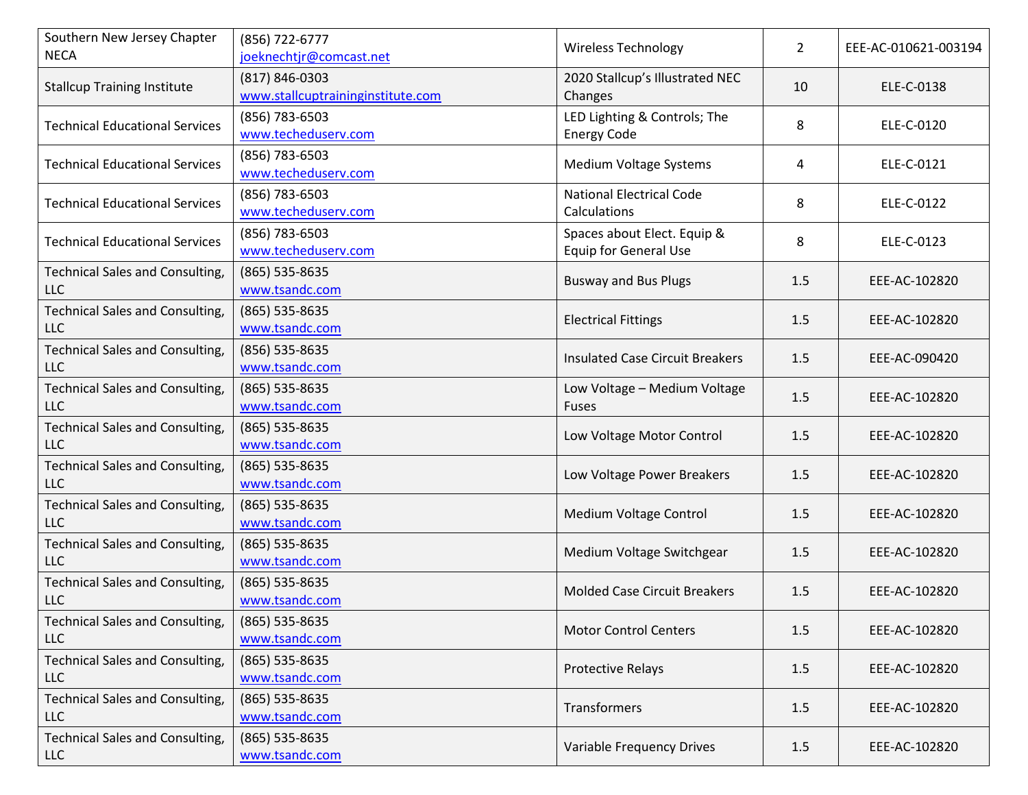| | | | | |
|---|---|---|---|---|
| Southern New Jersey Chapter NECA | (856) 722-6777 joeknechtjr@comcast.net | Wireless Technology | 2 | EEE-AC-010621-003194 |
| Stallcup Training Institute | (817) 846-0303 www.stallcuptraininginstitute.com | 2020 Stallcup's Illustrated NEC Changes | 10 | ELE-C-0138 |
| Technical Educational Services | (856) 783-6503 www.techeduserv.com | LED Lighting & Controls; The Energy Code | 8 | ELE-C-0120 |
| Technical Educational Services | (856) 783-6503 www.techeduserv.com | Medium Voltage Systems | 4 | ELE-C-0121 |
| Technical Educational Services | (856) 783-6503 www.techeduserv.com | National Electrical Code Calculations | 8 | ELE-C-0122 |
| Technical Educational Services | (856) 783-6503 www.techeduserv.com | Spaces about Elect. Equip & Equip for General Use | 8 | ELE-C-0123 |
| Technical Sales and Consulting, LLC | (865) 535-8635 www.tsandc.com | Busway and Bus Plugs | 1.5 | EEE-AC-102820 |
| Technical Sales and Consulting, LLC | (865) 535-8635 www.tsandc.com | Electrical Fittings | 1.5 | EEE-AC-102820 |
| Technical Sales and Consulting, LLC | (856) 535-8635 www.tsandc.com | Insulated Case Circuit Breakers | 1.5 | EEE-AC-090420 |
| Technical Sales and Consulting, LLC | (865) 535-8635 www.tsandc.com | Low Voltage – Medium Voltage Fuses | 1.5 | EEE-AC-102820 |
| Technical Sales and Consulting, LLC | (865) 535-8635 www.tsandc.com | Low Voltage Motor Control | 1.5 | EEE-AC-102820 |
| Technical Sales and Consulting, LLC | (865) 535-8635 www.tsandc.com | Low Voltage Power Breakers | 1.5 | EEE-AC-102820 |
| Technical Sales and Consulting, LLC | (865) 535-8635 www.tsandc.com | Medium Voltage Control | 1.5 | EEE-AC-102820 |
| Technical Sales and Consulting, LLC | (865) 535-8635 www.tsandc.com | Medium Voltage Switchgear | 1.5 | EEE-AC-102820 |
| Technical Sales and Consulting, LLC | (865) 535-8635 www.tsandc.com | Molded Case Circuit Breakers | 1.5 | EEE-AC-102820 |
| Technical Sales and Consulting, LLC | (865) 535-8635 www.tsandc.com | Motor Control Centers | 1.5 | EEE-AC-102820 |
| Technical Sales and Consulting, LLC | (865) 535-8635 www.tsandc.com | Protective Relays | 1.5 | EEE-AC-102820 |
| Technical Sales and Consulting, LLC | (865) 535-8635 www.tsandc.com | Transformers | 1.5 | EEE-AC-102820 |
| Technical Sales and Consulting, LLC | (865) 535-8635 www.tsandc.com | Variable Frequency Drives | 1.5 | EEE-AC-102820 |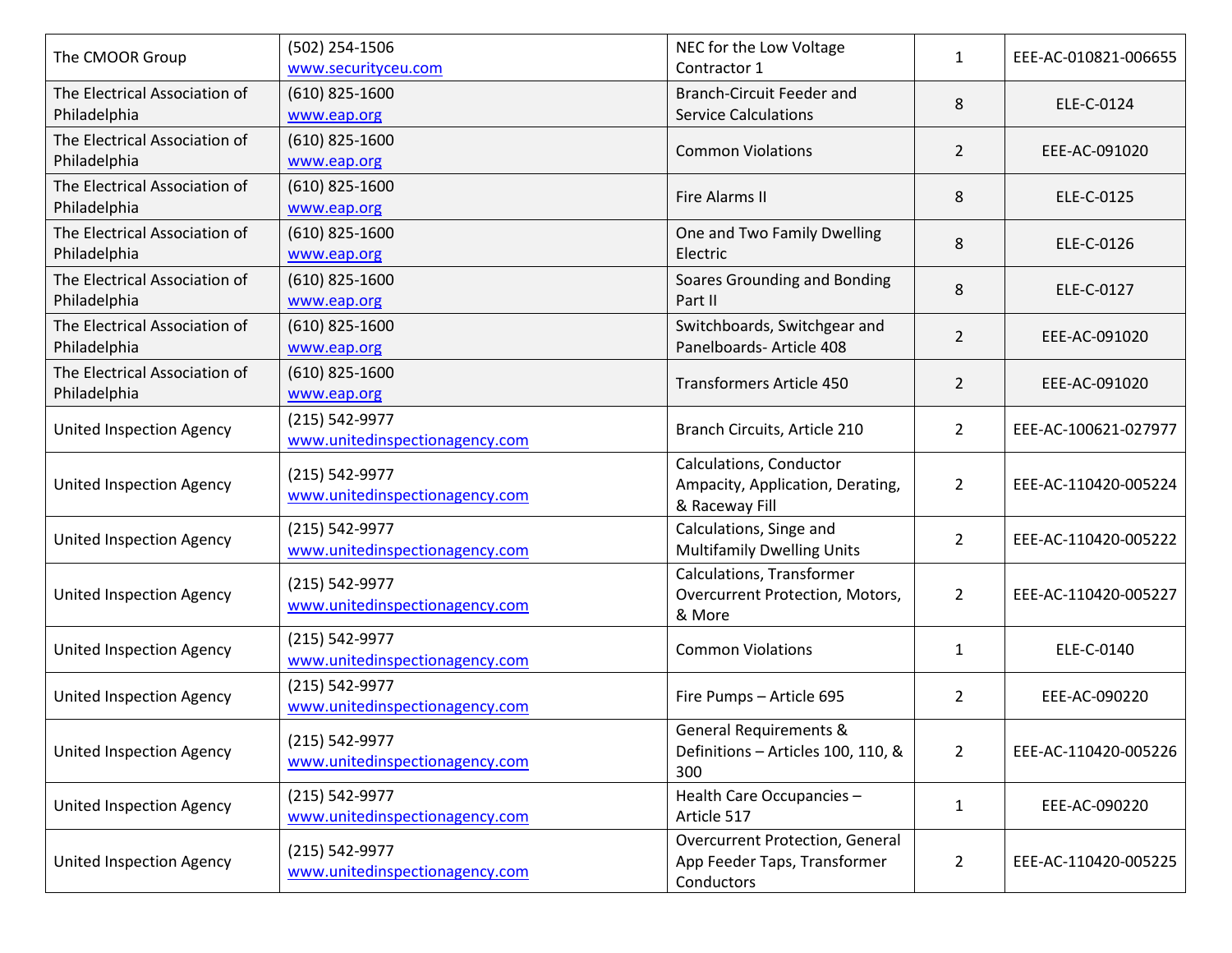| | | | | |
|---|---|---|---|---|
| The CMOOR Group | (502) 254-1506 www.securityceu.com | NEC for the Low Voltage Contractor 1 | 1 | EEE-AC-010821-006655 |
| The Electrical Association of Philadelphia | (610) 825-1600 www.eap.org | Branch-Circuit Feeder and Service Calculations | 8 | ELE-C-0124 |
| The Electrical Association of Philadelphia | (610) 825-1600 www.eap.org | Common Violations | 2 | EEE-AC-091020 |
| The Electrical Association of Philadelphia | (610) 825-1600 www.eap.org | Fire Alarms II | 8 | ELE-C-0125 |
| The Electrical Association of Philadelphia | (610) 825-1600 www.eap.org | One and Two Family Dwelling Electric | 8 | ELE-C-0126 |
| The Electrical Association of Philadelphia | (610) 825-1600 www.eap.org | Soares Grounding and Bonding Part II | 8 | ELE-C-0127 |
| The Electrical Association of Philadelphia | (610) 825-1600 www.eap.org | Switchboards, Switchgear and Panelboards- Article 408 | 2 | EEE-AC-091020 |
| The Electrical Association of Philadelphia | (610) 825-1600 www.eap.org | Transformers Article 450 | 2 | EEE-AC-091020 |
| United Inspection Agency | (215) 542-9977 www.unitedinspectionagency.com | Branch Circuits, Article 210 | 2 | EEE-AC-100621-027977 |
| United Inspection Agency | (215) 542-9977 www.unitedinspectionagency.com | Calculations, Conductor Ampacity, Application, Derating, & Raceway Fill | 2 | EEE-AC-110420-005224 |
| United Inspection Agency | (215) 542-9977 www.unitedinspectionagency.com | Calculations, Singe and Multifamily Dwelling Units | 2 | EEE-AC-110420-005222 |
| United Inspection Agency | (215) 542-9977 www.unitedinspectionagency.com | Calculations, Transformer Overcurrent Protection, Motors, & More | 2 | EEE-AC-110420-005227 |
| United Inspection Agency | (215) 542-9977 www.unitedinspectionagency.com | Common Violations | 1 | ELE-C-0140 |
| United Inspection Agency | (215) 542-9977 www.unitedinspectionagency.com | Fire Pumps – Article 695 | 2 | EEE-AC-090220 |
| United Inspection Agency | (215) 542-9977 www.unitedinspectionagency.com | General Requirements & Definitions – Articles 100, 110, & 300 | 2 | EEE-AC-110420-005226 |
| United Inspection Agency | (215) 542-9977 www.unitedinspectionagency.com | Health Care Occupancies – Article 517 | 1 | EEE-AC-090220 |
| United Inspection Agency | (215) 542-9977 www.unitedinspectionagency.com | Overcurrent Protection, General App Feeder Taps, Transformer Conductors | 2 | EEE-AC-110420-005225 |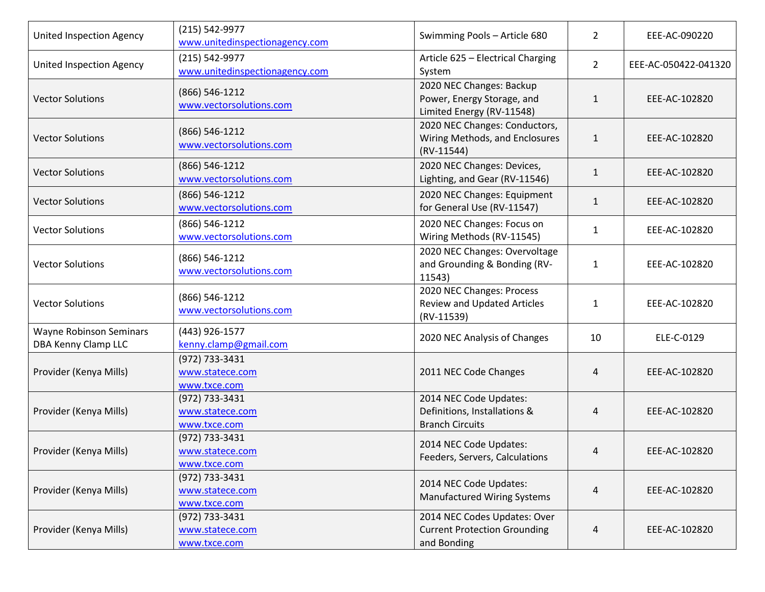| | | | | |
|---|---|---|---|---|
| United Inspection Agency | (215) 542-9977 www.unitedinspectionagency.com | Swimming Pools – Article 680 | 2 | EEE-AC-090220 |
| United Inspection Agency | (215) 542-9977 www.unitedinspectionagency.com | Article 625 – Electrical Charging System | 2 | EEE-AC-050422-041320 |
| Vector Solutions | (866) 546-1212 www.vectorsolutions.com | 2020 NEC Changes: Backup Power, Energy Storage, and Limited Energy (RV-11548) | 1 | EEE-AC-102820 |
| Vector Solutions | (866) 546-1212 www.vectorsolutions.com | 2020 NEC Changes: Conductors, Wiring Methods, and Enclosures (RV-11544) | 1 | EEE-AC-102820 |
| Vector Solutions | (866) 546-1212 www.vectorsolutions.com | 2020 NEC Changes: Devices, Lighting, and Gear (RV-11546) | 1 | EEE-AC-102820 |
| Vector Solutions | (866) 546-1212 www.vectorsolutions.com | 2020 NEC Changes: Equipment for General Use (RV-11547) | 1 | EEE-AC-102820 |
| Vector Solutions | (866) 546-1212 www.vectorsolutions.com | 2020 NEC Changes: Focus on Wiring Methods (RV-11545) | 1 | EEE-AC-102820 |
| Vector Solutions | (866) 546-1212 www.vectorsolutions.com | 2020 NEC Changes: Overvoltage and Grounding & Bonding (RV-11543) | 1 | EEE-AC-102820 |
| Vector Solutions | (866) 546-1212 www.vectorsolutions.com | 2020 NEC Changes: Process Review and Updated Articles (RV-11539) | 1 | EEE-AC-102820 |
| Wayne Robinson Seminars DBA Kenny Clamp LLC | (443) 926-1577 kenny.clamp@gmail.com | 2020 NEC Analysis of Changes | 10 | ELE-C-0129 |
| Provider (Kenya Mills) | (972) 733-3431 www.statece.com www.txce.com | 2011 NEC Code Changes | 4 | EEE-AC-102820 |
| Provider (Kenya Mills) | (972) 733-3431 www.statece.com www.txce.com | 2014 NEC Code Updates: Definitions, Installations & Branch Circuits | 4 | EEE-AC-102820 |
| Provider (Kenya Mills) | (972) 733-3431 www.statece.com www.txce.com | 2014 NEC Code Updates: Feeders, Servers, Calculations | 4 | EEE-AC-102820 |
| Provider (Kenya Mills) | (972) 733-3431 www.statece.com www.txce.com | 2014 NEC Code Updates: Manufactured Wiring Systems | 4 | EEE-AC-102820 |
| Provider (Kenya Mills) | (972) 733-3431 www.statece.com www.txce.com | 2014 NEC Codes Updates: Over Current Protection Grounding and Bonding | 4 | EEE-AC-102820 |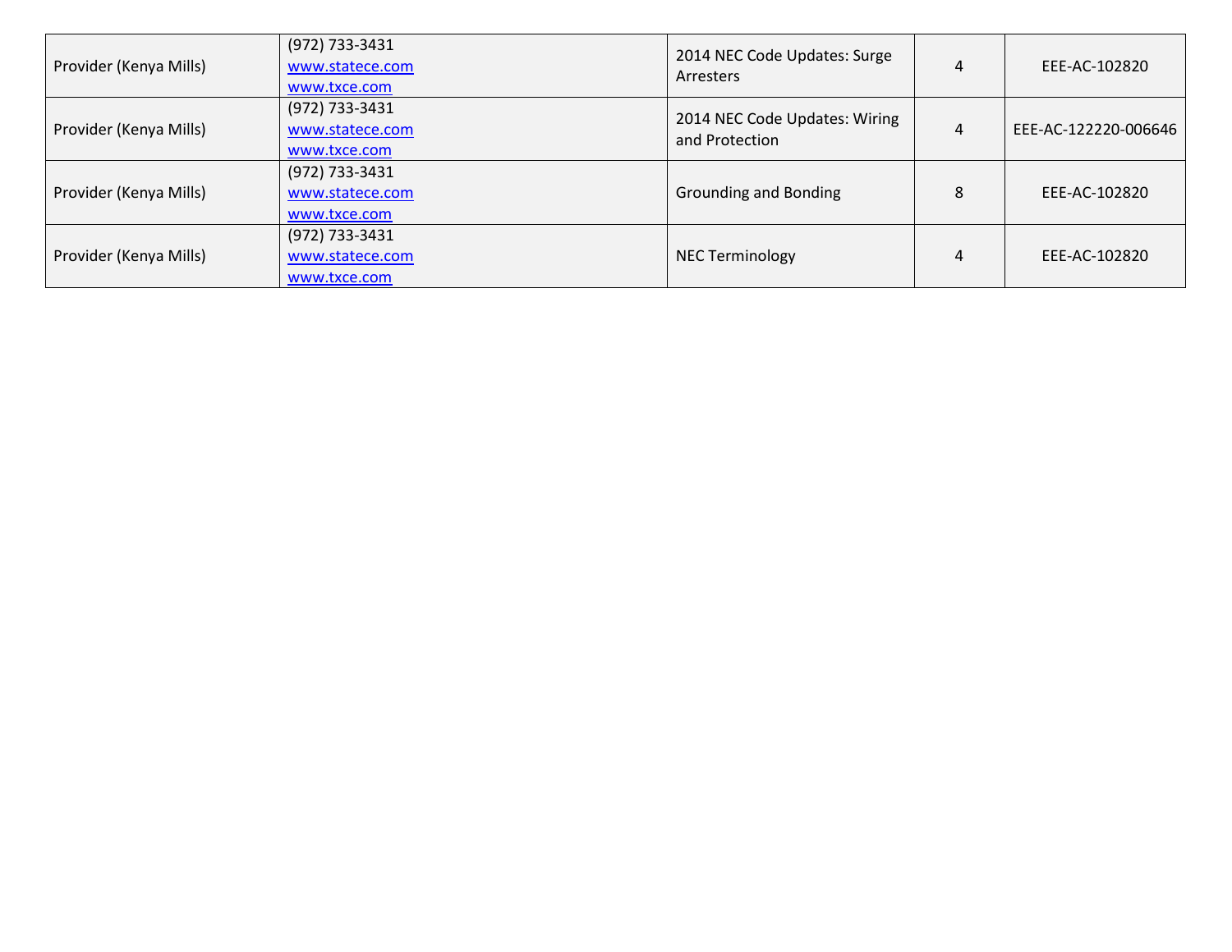| | | | | |
|---|---|---|---|---|
| Provider (Kenya Mills) | (972) 733-3431<br>www.statece.com<br>www.txce.com | 2014 NEC Code Updates: Surge Arresters | 4 | EEE-AC-102820 |
| Provider (Kenya Mills) | (972) 733-3431<br>www.statece.com<br>www.txce.com | 2014 NEC Code Updates: Wiring and Protection | 4 | EEE-AC-122220-006646 |
| Provider (Kenya Mills) | (972) 733-3431<br>www.statece.com<br>www.txce.com | Grounding and Bonding | 8 | EEE-AC-102820 |
| Provider (Kenya Mills) | (972) 733-3431<br>www.statece.com<br>www.txce.com | NEC Terminology | 4 | EEE-AC-102820 |